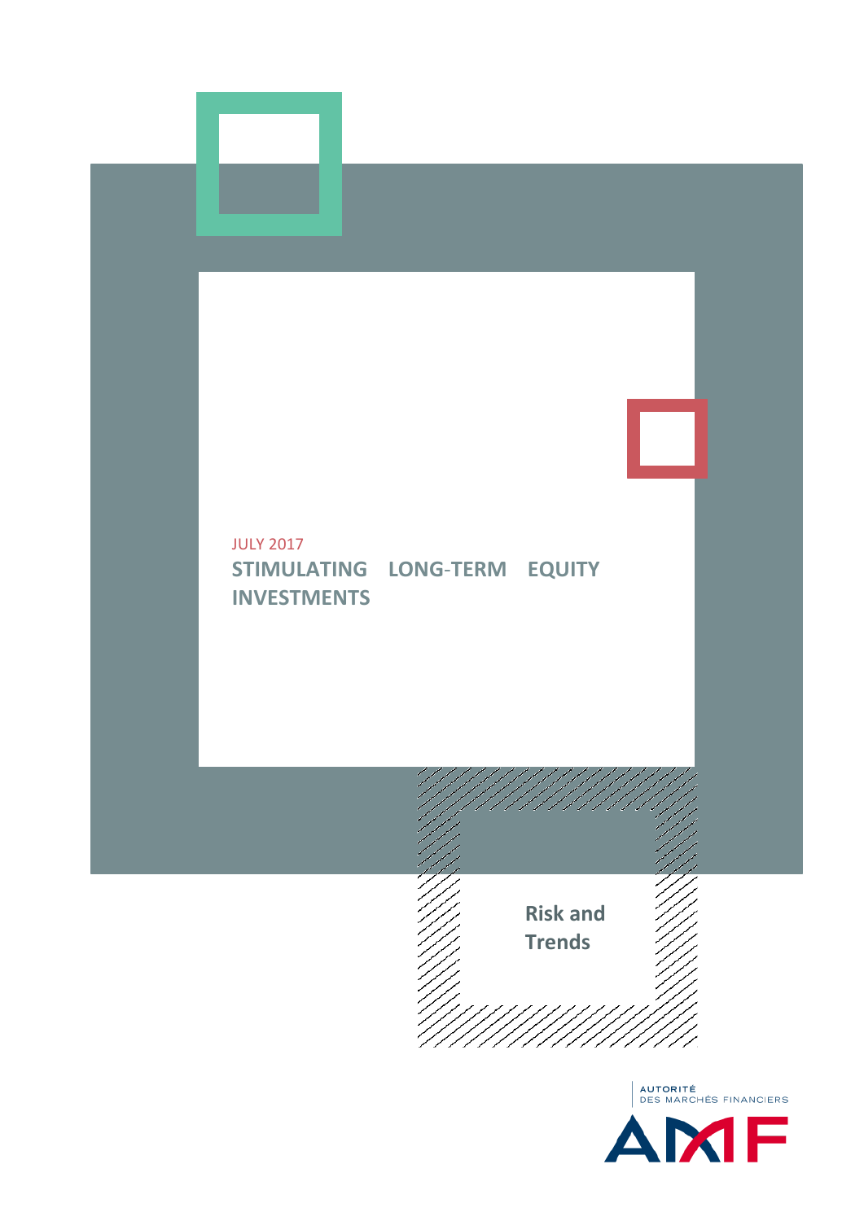JULY 2017

# STIMULATING LONG-TERM EQUITY INVESTMENTS

Risk and Trends

AUTORITÉ DES MARCHÉS FINANCIERS

AMF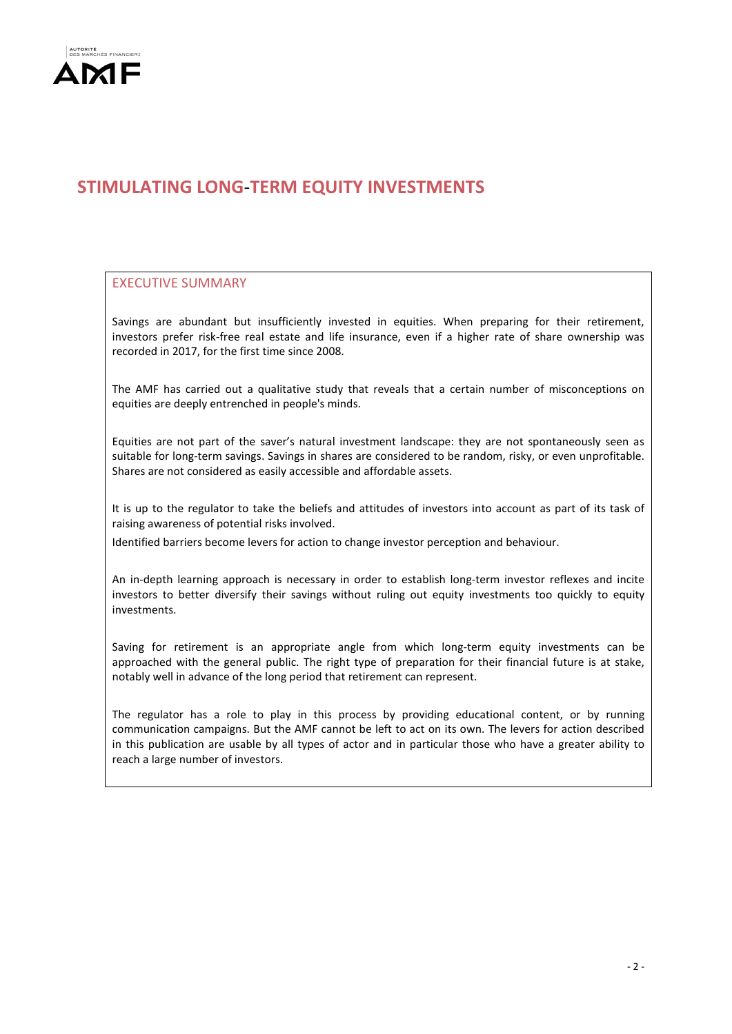# STIMULATING LONG-TERM EQUITY INVESTMENTS

## EXECUTIVE SUMMARY

Savings are abundant but insufficiently invested in equities. When preparing for their retirement, investors prefer risk-free real estate and life insurance, even if a higher rate of share ownership was recorded in 2017, for the first time since 2008.

The AMF has carried out a qualitative study that reveals that a certain number of misconceptions on equities are deeply entrenched in people's minds.

Equities are not part of the saver's natural investment landscape: they are not spontaneously seen as suitable for long-term savings. Savings in shares are considered to be random, risky, or even unprofitable. Shares are not considered as easily accessible and affordable assets.

It is up to the regulator to take the beliefs and attitudes of investors into account as part of its task of raising awareness of potential risks involved.

Identified barriers become levers for action to change investor perception and behaviour.

An in-depth learning approach is necessary in order to establish long-term investor reflexes and incite investors to better diversify their savings without ruling out equity investments too quickly to equity investments.

Saving for retirement is an appropriate angle from which long-term equity investments can be approached with the general public. The right type of preparation for their financial future is at stake, notably well in advance of the long period that retirement can represent.

The regulator has a role to play in this process by providing educational content, or by running communication campaigns. But the AMF cannot be left to act on its own. The levers for action described in this publication are usable by all types of actor and in particular those who have a greater ability to reach a large number of investors.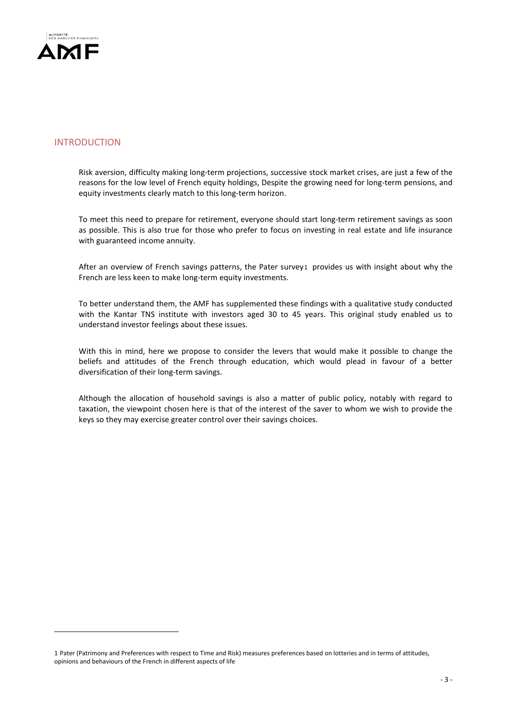## INTRODUCTION

Risk aversion, difficulty making long-term projections, successive stock market crises, are just a few of the reasons for the low level of French equity holdings, Despite the growing need for long-term pensions, and equity investments clearly match to this long-term horizon.

To meet this need to prepare for retirement, everyone should start long-term retirement savings as soon as possible. This is also true for those who prefer to focus on investing in real estate and life insurance with guaranteed income annuity.

After an overview of French savings patterns, the Pater survey[1] provides us with insight about why the French are less keen to make long-term equity investments.

To better understand them, the AMF has supplemented these findings with a qualitative study conducted with the Kantar TNS institute with investors aged 30 to 45 years. This original study enabled us to understand investor feelings about these issues.

With this in mind, here we propose to consider the levers that would make it possible to change the beliefs and attitudes of the French through education, which would plead in favour of a better diversification of their long-term savings.

Although the allocation of household savings is also a matter of public policy, notably with regard to taxation, the viewpoint chosen here is that of the interest of the saver to whom we wish to provide the keys so they may exercise greater control over their savings choices.

---

1 Pater (Patrimony and Preferences with respect to Time and Risk) measures preferences based on lotteries and in terms of attitudes, opinions and behaviours of the French in different aspects of life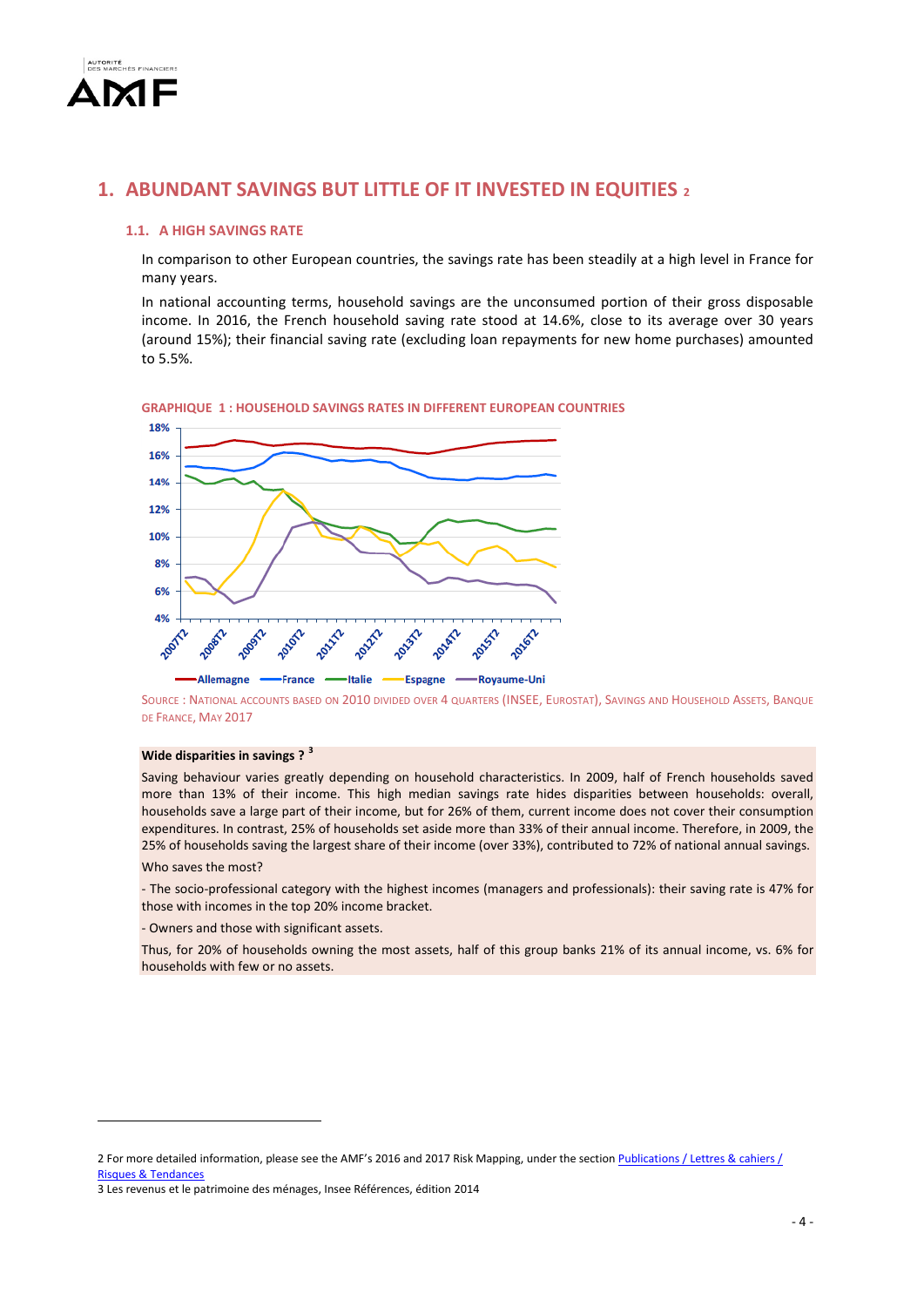## 1. ABUNDANT SAVINGS BUT LITTLE OF IT INVESTED IN EQUITIES [2]

### 1.1. A HIGH SAVINGS RATE

In comparison to other European countries, the savings rate has been steadily at a high level in France for many years.

In national accounting terms, household savings are the unconsumed portion of their gross disposable income. In 2016, the French household saving rate stood at 14.6%, close to its average over 30 years (around 15%); their financial saving rate (excluding loan repayments for new home purchases) amounted to 5.5%.

GRAPHIQUE 1 : HOUSEHOLD SAVINGS RATES IN DIFFERENT EUROPEAN COUNTRIES

SOURCE : NATIONAL ACCOUNTS BASED ON 2010 DIVIDED OVER 4 QUARTERS (INSEE, EUROSTAT), SAVINGS AND HOUSEHOLD ASSETS, BANQUE DE FRANCE, MAY 2017

**Wide disparities in savings ? [3]**

Saving behaviour varies greatly depending on household characteristics. In 2009, half of French households saved more than 13% of their income. This high median savings rate hides disparities between households: overall, households save a large part of their income, but for 26% of them, current income does not cover their consumption expenditures. In contrast, 25% of households set aside more than 33% of their annual income. Therefore, in 2009, the 25% of households saving the largest share of their income (over 33%), contributed to 72% of national annual savings.

Who saves the most?

- The socio-professional category with the highest incomes (managers and professionals): their saving rate is 47% for those with incomes in the top 20% income bracket.

- Owners and those with significant assets.

Thus, for 20% of households owning the most assets, half of this group banks 21% of its annual income, vs. 6% for households with few or no assets.

---

2 For more detailed information, please see the AMF's 2016 and 2017 Risk Mapping, under the section Publications / Lettres & cahiers / Risques & Tendances

3 Les revenus et le patrimoine des ménages, Insee Références, édition 2014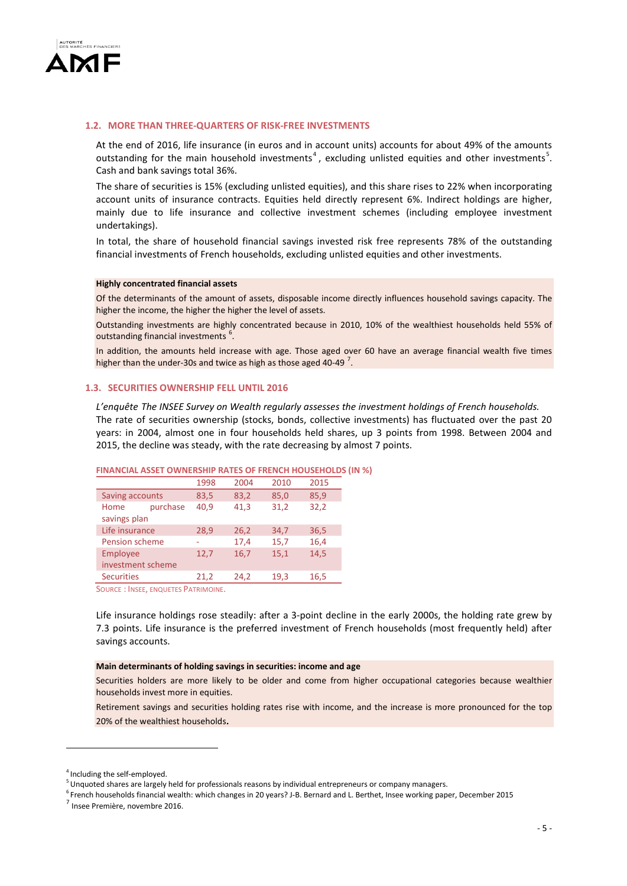### 1.2. MORE THAN THREE-QUARTERS OF RISK-FREE INVESTMENTS

At the end of 2016, life insurance (in euros and in account units) accounts for about 49% of the amounts outstanding for the main household investments[4], excluding unlisted equities and other investments[5]. Cash and bank savings total 36%.

The share of securities is 15% (excluding unlisted equities), and this share rises to 22% when incorporating account units of insurance contracts. Equities held directly represent 6%. Indirect holdings are higher, mainly due to life insurance and collective investment schemes (including employee investment undertakings).

In total, the share of household financial savings invested risk free represents 78% of the outstanding financial investments of French households, excluding unlisted equities and other investments.

**Highly concentrated financial assets**

Of the determinants of the amount of assets, disposable income directly influences household savings capacity. The higher the income, the higher the higher the level of assets.

Outstanding investments are highly concentrated because in 2010, 10% of the wealthiest households held 55% of outstanding financial investments [6].

In addition, the amounts held increase with age. Those aged over 60 have an average financial wealth five times higher than the under-30s and twice as high as those aged 40-49 [7].

### 1.3. SECURITIES OWNERSHIP FELL UNTIL 2016

*L'enquête The INSEE Survey on Wealth regularly assesses the investment holdings of French households.*
The rate of securities ownership (stocks, bonds, collective investments) has fluctuated over the past 20 years: in 2004, almost one in four households held shares, up 3 points from 1998. Between 2004 and 2015, the decline was steady, with the rate decreasing by almost 7 points.

**FINANCIAL ASSET OWNERSHIP RATES OF FRENCH HOUSEHOLDS (IN %)**

| | 1998 | 2004 | 2010 | 2015 |
|---|---|---|---|---|
| Saving accounts | 83,5 | 83,2 | 85,0 | 85,9 |
| Home purchase savings plan | 40,9 | 41,3 | 31,2 | 32,2 |
| Life insurance | 28,9 | 26,2 | 34,7 | 36,5 |
| Pension scheme | - | 17,4 | 15,7 | 16,4 |
| Employee investment scheme | 12,7 | 16,7 | 15,1 | 14,5 |
| Securities | 21,2 | 24,2 | 19,3 | 16,5 |

SOURCE : INSEE, ENQUETES PATRIMOINE.

Life insurance holdings rose steadily: after a 3-point decline in the early 2000s, the holding rate grew by 7.3 points. Life insurance is the preferred investment of French households (most frequently held) after savings accounts.

**Main determinants of holding savings in securities: income and age**

Securities holders are more likely to be older and come from higher occupational categories because wealthier households invest more in equities.

Retirement savings and securities holding rates rise with income, and the increase is more pronounced for the top 20% of the wealthiest households.

---

[4] Including the self-employed.

[5] Unquoted shares are largely held for professionals reasons by individual entrepreneurs or company managers.

[6] French households financial wealth: which changes in 20 years? J-B. Bernard and L. Berthet, Insee working paper, December 2015

[7] Insee Première, novembre 2016.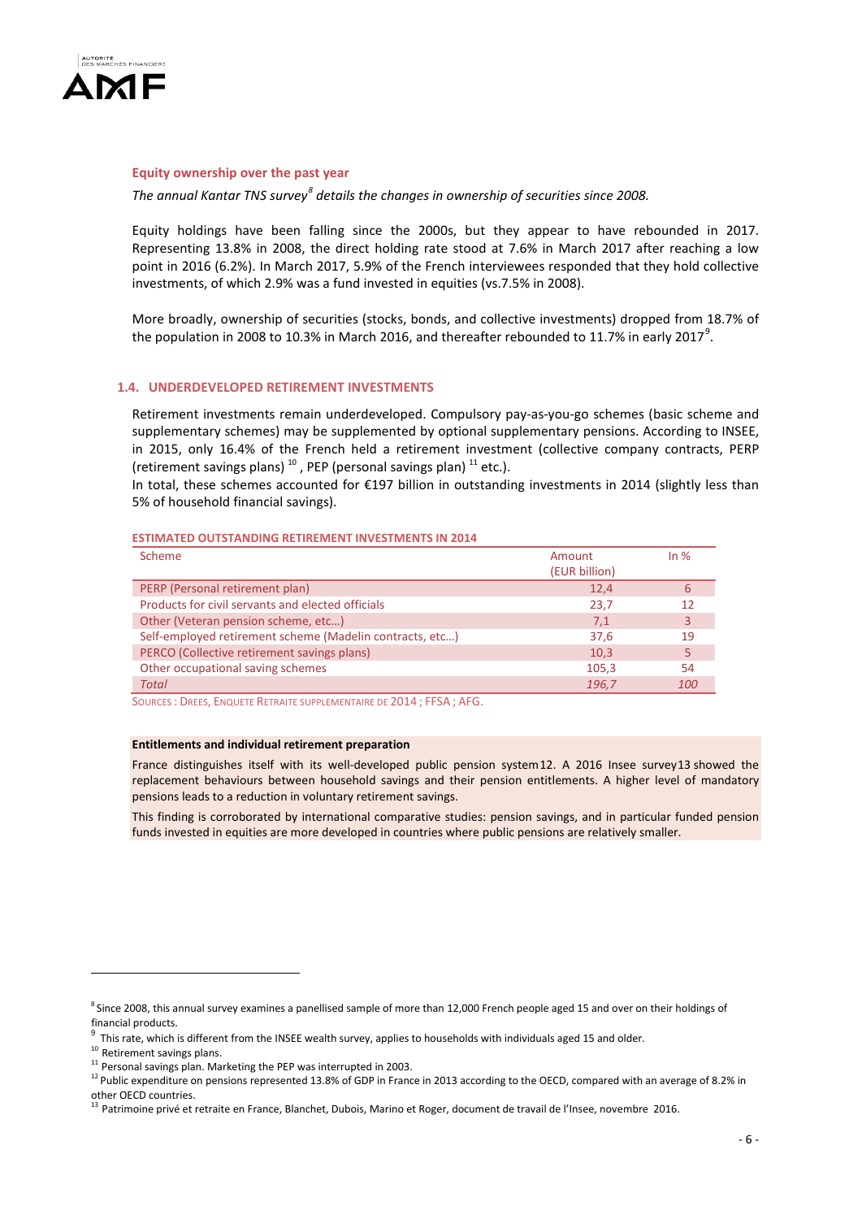#### Equity ownership over the past year

*The annual Kantar TNS survey[8] details the changes in ownership of securities since 2008.*

Equity holdings have been falling since the 2000s, but they appear to have rebounded in 2017. Representing 13.8% in 2008, the direct holding rate stood at 7.6% in March 2017 after reaching a low point in 2016 (6.2%). In March 2017, 5.9% of the French interviewees responded that they hold collective investments, of which 2.9% was a fund invested in equities (vs.7.5% in 2008).

More broadly, ownership of securities (stocks, bonds, and collective investments) dropped from 18.7% of the population in 2008 to 10.3% in March 2016, and thereafter rebounded to 11.7% in early 2017[9].

### 1.4. UNDERDEVELOPED RETIREMENT INVESTMENTS

Retirement investments remain underdeveloped. Compulsory pay-as-you-go schemes (basic scheme and supplementary schemes) may be supplemented by optional supplementary pensions. According to INSEE, in 2015, only 16.4% of the French held a retirement investment (collective company contracts, PERP (retirement savings plans) [10], PEP (personal savings plan) [11] etc.).

In total, these schemes accounted for €197 billion in outstanding investments in 2014 (slightly less than 5% of household financial savings).

**ESTIMATED OUTSTANDING RETIREMENT INVESTMENTS IN 2014**

| Scheme | Amount (EUR billion) | In % |
|---|---|---|
| PERP (Personal retirement plan) | 12,4 | 6 |
| Products for civil servants and elected officials | 23,7 | 12 |
| Other (Veteran pension scheme, etc…) | 7,1 | 3 |
| Self-employed retirement scheme (Madelin contracts, etc…) | 37,6 | 19 |
| PERCO (Collective retirement savings plans) | 10,3 | 5 |
| Other occupational saving schemes | 105,3 | 54 |
| *Total* | *196,7* | *100* |

Sources : Drees, Enquete Retraite supplementaire de 2014 ; FFSA ; AFG.

**Entitlements and individual retirement preparation**

France distinguishes itself with its well-developed public pension system[12]. A 2016 Insee survey[13] showed the replacement behaviours between household savings and their pension entitlements. A higher level of mandatory pensions leads to a reduction in voluntary retirement savings.

This finding is corroborated by international comparative studies: pension savings, and in particular funded pension funds invested in equities are more developed in countries where public pensions are relatively smaller.

---

[8] Since 2008, this annual survey examines a panellised sample of more than 12,000 French people aged 15 and over on their holdings of financial products.

[9] This rate, which is different from the INSEE wealth survey, applies to households with individuals aged 15 and older.

[10] Retirement savings plans.

[11] Personal savings plan. Marketing the PEP was interrupted in 2003.

[12] Public expenditure on pensions represented 13.8% of GDP in France in 2013 according to the OECD, compared with an average of 8.2% in other OECD countries.

[13] Patrimoine privé et retraite en France, Blanchet, Dubois, Marino et Roger, document de travail de l'Insee, novembre 2016.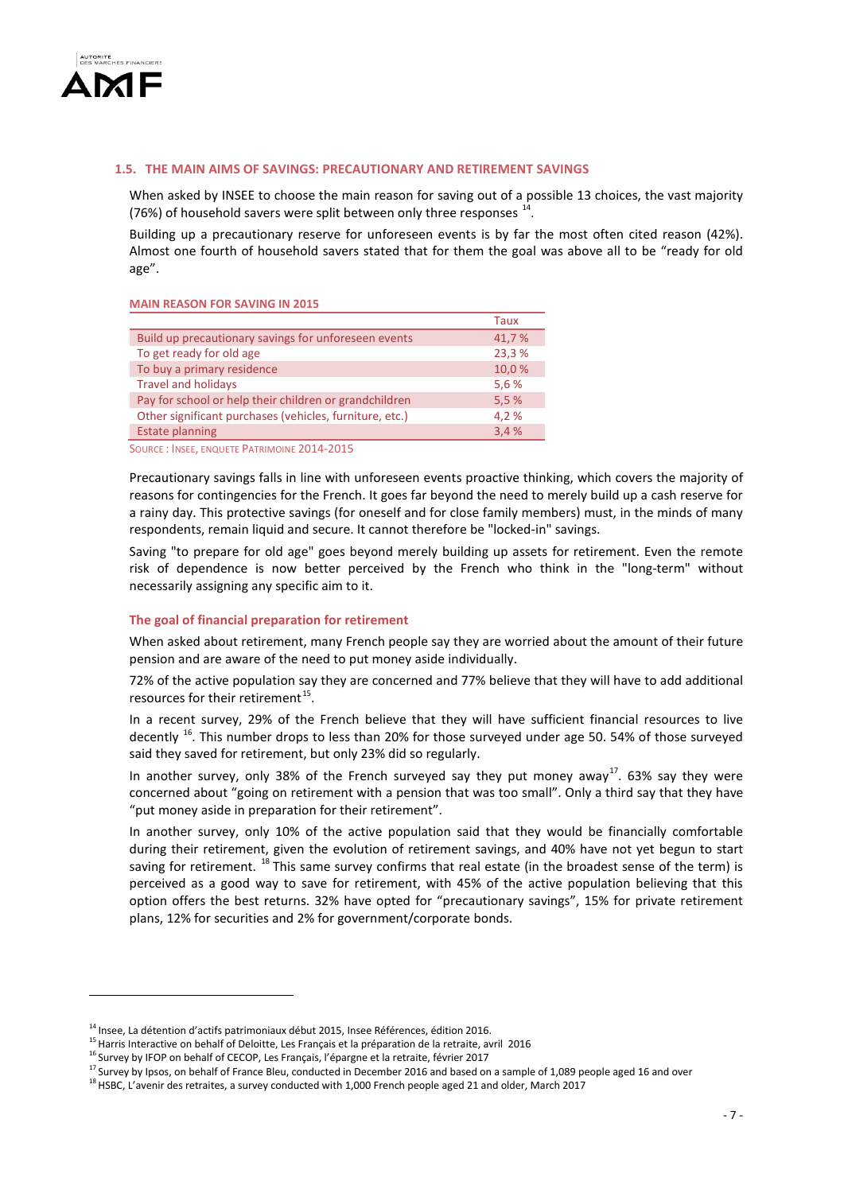## 1.5. THE MAIN AIMS OF SAVINGS: PRECAUTIONARY AND RETIREMENT SAVINGS

When asked by INSEE to choose the main reason for saving out of a possible 13 choices, the vast majority (76%) of household savers were split between only three responses [14].

Building up a precautionary reserve for unforeseen events is by far the most often cited reason (42%). Almost one fourth of household savers stated that for them the goal was above all to be "ready for old age".

**MAIN REASON FOR SAVING IN 2015**

| | Taux |
|---|---|
| Build up precautionary savings for unforeseen events | 41,7 % |
| To get ready for old age | 23,3 % |
| To buy a primary residence | 10,0 % |
| Travel and holidays | 5,6 % |
| Pay for school or help their children or grandchildren | 5,5 % |
| Other significant purchases (vehicles, furniture, etc.) | 4,2 % |
| Estate planning | 3,4 % |

SOURCE : INSEE, ENQUETE PATRIMOINE 2014-2015

Precautionary savings falls in line with unforeseen events proactive thinking, which covers the majority of reasons for contingencies for the French. It goes far beyond the need to merely build up a cash reserve for a rainy day. This protective savings (for oneself and for close family members) must, in the minds of many respondents, remain liquid and secure. It cannot therefore be "locked-in" savings.

Saving "to prepare for old age" goes beyond merely building up assets for retirement. Even the remote risk of dependence is now better perceived by the French who think in the "long-term" without necessarily assigning any specific aim to it.

### The goal of financial preparation for retirement

When asked about retirement, many French people say they are worried about the amount of their future pension and are aware of the need to put money aside individually.

72% of the active population say they are concerned and 77% believe that they will have to add additional resources for their retirement [15].

In a recent survey, 29% of the French believe that they will have sufficient financial resources to live decently [16]. This number drops to less than 20% for those surveyed under age 50. 54% of those surveyed said they saved for retirement, but only 23% did so regularly.

In another survey, only 38% of the French surveyed say they put money away [17]. 63% say they were concerned about "going on retirement with a pension that was too small". Only a third say that they have "put money aside in preparation for their retirement".

In another survey, only 10% of the active population said that they would be financially comfortable during their retirement, given the evolution of retirement savings, and 40% have not yet begun to start saving for retirement. [18] This same survey confirms that real estate (in the broadest sense of the term) is perceived as a good way to save for retirement, with 45% of the active population believing that this option offers the best returns. 32% have opted for "precautionary savings", 15% for private retirement plans, 12% for securities and 2% for government/corporate bonds.

---

[14] Insee, La détention d'actifs patrimoniaux début 2015, Insee Références, édition 2016.

[15] Harris Interactive on behalf of Deloitte, Les Français et la préparation de la retraite, avril 2016

[16] Survey by IFOP on behalf of CECOP, Les Français, l'épargne et la retraite, février 2017

[17] Survey by Ipsos, on behalf of France Bleu, conducted in December 2016 and based on a sample of 1,089 people aged 16 and over

[18] HSBC, L'avenir des retraites, a survey conducted with 1,000 French people aged 21 and older, March 2017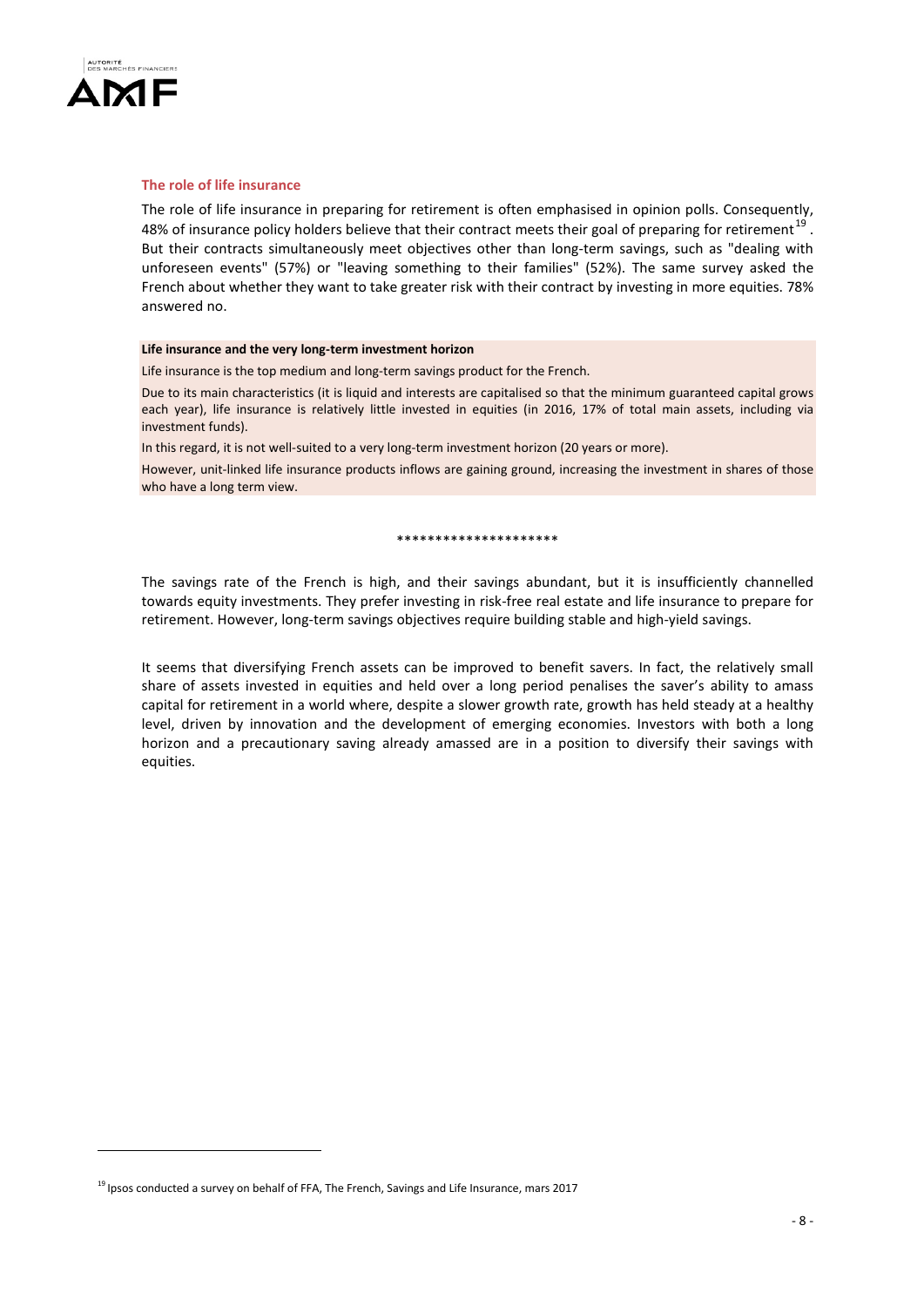### The role of life insurance

The role of life insurance in preparing for retirement is often emphasised in opinion polls. Consequently, 48% of insurance policy holders believe that their contract meets their goal of preparing for retirement[19]. But their contracts simultaneously meet objectives other than long-term savings, such as "dealing with unforeseen events" (57%) or "leaving something to their families" (52%). The same survey asked the French about whether they want to take greater risk with their contract by investing in more equities. 78% answered no.

**Life insurance and the very long-term investment horizon**

Life insurance is the top medium and long-term savings product for the French.

Due to its main characteristics (it is liquid and interests are capitalised so that the minimum guaranteed capital grows each year), life insurance is relatively little invested in equities (in 2016, 17% of total main assets, including via investment funds).

In this regard, it is not well-suited to a very long-term investment horizon (20 years or more).

However, unit-linked life insurance products inflows are gaining ground, increasing the investment in shares of those who have a long term view.

*********************

The savings rate of the French is high, and their savings abundant, but it is insufficiently channelled towards equity investments. They prefer investing in risk-free real estate and life insurance to prepare for retirement. However, long-term savings objectives require building stable and high-yield savings.

It seems that diversifying French assets can be improved to benefit savers. In fact, the relatively small share of assets invested in equities and held over a long period penalises the saver's ability to amass capital for retirement in a world where, despite a slower growth rate, growth has held steady at a healthy level, driven by innovation and the development of emerging economies. Investors with both a long horizon and a precautionary saving already amassed are in a position to diversify their savings with equities.

[19] Ipsos conducted a survey on behalf of FFA, The French, Savings and Life Insurance, mars 2017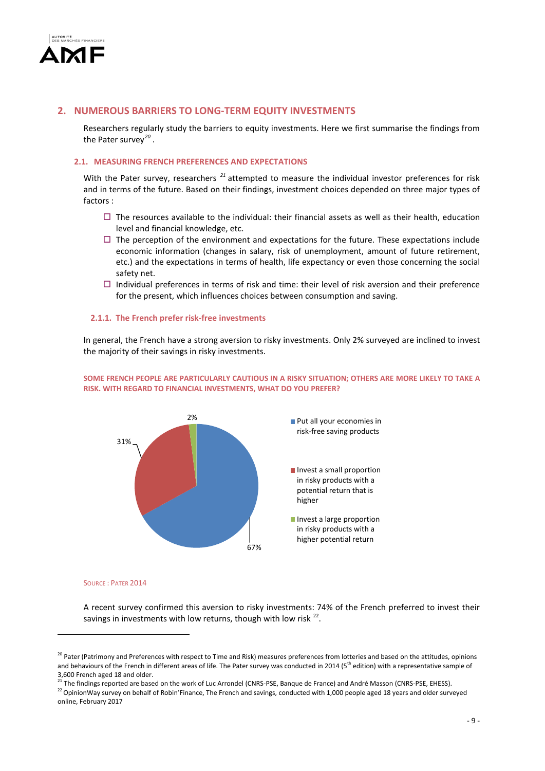## 2. NUMEROUS BARRIERS TO LONG-TERM EQUITY INVESTMENTS

Researchers regularly study the barriers to equity investments. Here we first summarise the findings from the Pater survey[20] .

### 2.1. MEASURING FRENCH PREFERENCES AND EXPECTATIONS

With the Pater survey, researchers [21] attempted to measure the individual investor preferences for risk and in terms of the future. Based on their findings, investment choices depended on three major types of factors :

- The resources available to the individual: their financial assets as well as their health, education level and financial knowledge, etc.
- The perception of the environment and expectations for the future. These expectations include economic information (changes in salary, risk of unemployment, amount of future retirement, etc.) and the expectations in terms of health, life expectancy or even those concerning the social safety net.
- Individual preferences in terms of risk and time: their level of risk aversion and their preference for the present, which influences choices between consumption and saving.

#### 2.1.1. The French prefer risk-free investments

In general, the French have a strong aversion to risky investments. Only 2% surveyed are inclined to invest the majority of their savings in risky investments.

**SOME FRENCH PEOPLE ARE PARTICULARLY CAUTIOUS IN A RISKY SITUATION; OTHERS ARE MORE LIKELY TO TAKE A RISK. WITH REGARD TO FINANCIAL INVESTMENTS, WHAT DO YOU PREFER?**

| Response | Share |
|---|---|
| Put all your economies in risk-free saving products | 67% |
| Invest a small proportion in risky products with a potential return that is higher | 31% |
| Invest a large proportion in risky products with a higher potential return | 2% |

SOURCE : PATER 2014

A recent survey confirmed this aversion to risky investments: 74% of the French preferred to invest their savings in investments with low returns, though with low risk [22].

---

[20] Pater (Patrimony and Preferences with respect to Time and Risk) measures preferences from lotteries and based on the attitudes, opinions and behaviours of the French in different areas of life. The Pater survey was conducted in 2014 (5th edition) with a representative sample of 3,600 French aged 18 and older.

[21] The findings reported are based on the work of Luc Arrondel (CNRS-PSE, Banque de France) and André Masson (CNRS-PSE, EHESS).

[22] OpinionWay survey on behalf of Robin'Finance, The French and savings, conducted with 1,000 people aged 18 years and older surveyed online, February 2017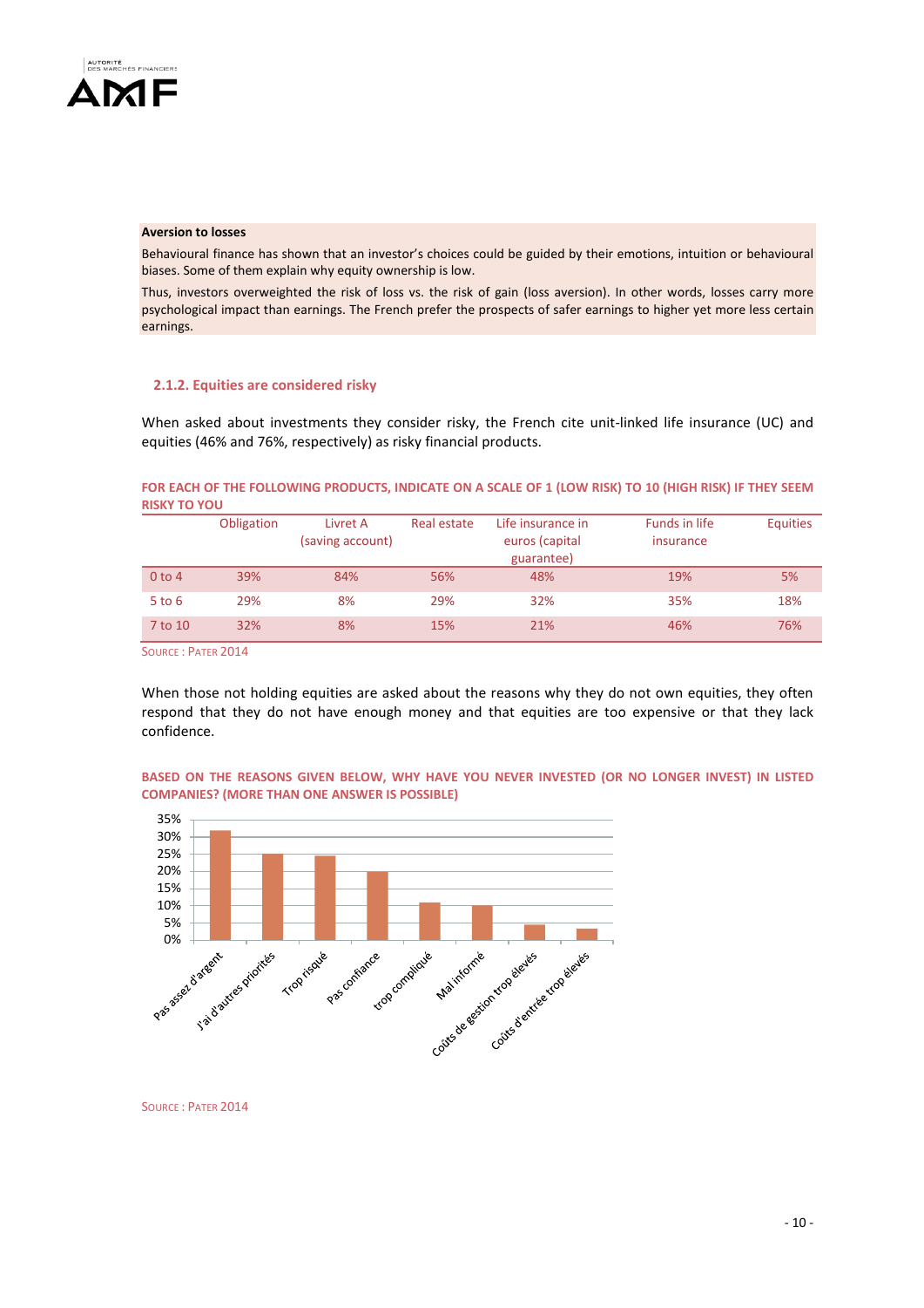**Aversion to losses**

Behavioural finance has shown that an investor's choices could be guided by their emotions, intuition or behavioural biases. Some of them explain why equity ownership is low.

Thus, investors overweighted the risk of loss vs. the risk of gain (loss aversion). In other words, losses carry more psychological impact than earnings. The French prefer the prospects of safer earnings to higher yet more less certain earnings.

### 2.1.2. Equities are considered risky

When asked about investments they consider risky, the French cite unit-linked life insurance (UC) and equities (46% and 76%, respectively) as risky financial products.

**FOR EACH OF THE FOLLOWING PRODUCTS, INDICATE ON A SCALE OF 1 (LOW RISK) TO 10 (HIGH RISK) IF THEY SEEM RISKY TO YOU**

| | Obligation | Livret A (saving account) | Real estate | Life insurance in euros (capital guarantee) | Funds in life insurance | Equities |
|---|---|---|---|---|---|---|
| 0 to 4 | 39% | 84% | 56% | 48% | 19% | 5% |
| 5 to 6 | 29% | 8% | 29% | 32% | 35% | 18% |
| 7 to 10 | 32% | 8% | 15% | 21% | 46% | 76% |

Source : Pater 2014

When those not holding equities are asked about the reasons why they do not own equities, they often respond that they do not have enough money and that equities are too expensive or that they lack confidence.

**BASED ON THE REASONS GIVEN BELOW, WHY HAVE YOU NEVER INVESTED (OR NO LONGER INVEST) IN LISTED COMPANIES? (MORE THAN ONE ANSWER IS POSSIBLE)**

| Reason | Share (approx.) |
|---|---|
| Pas assez d'argent | 32% |
| J'ai d'autres priorités | 25% |
| Trop risqué | 24.5% |
| Pas confiance | 20% |
| trop compliqué | 11% |
| Mal informé | 10% |
| Coûts de gestion trop élevés | 4.5% |
| Coûts d'entrée trop élevés | 3.5% |

Source : Pater 2014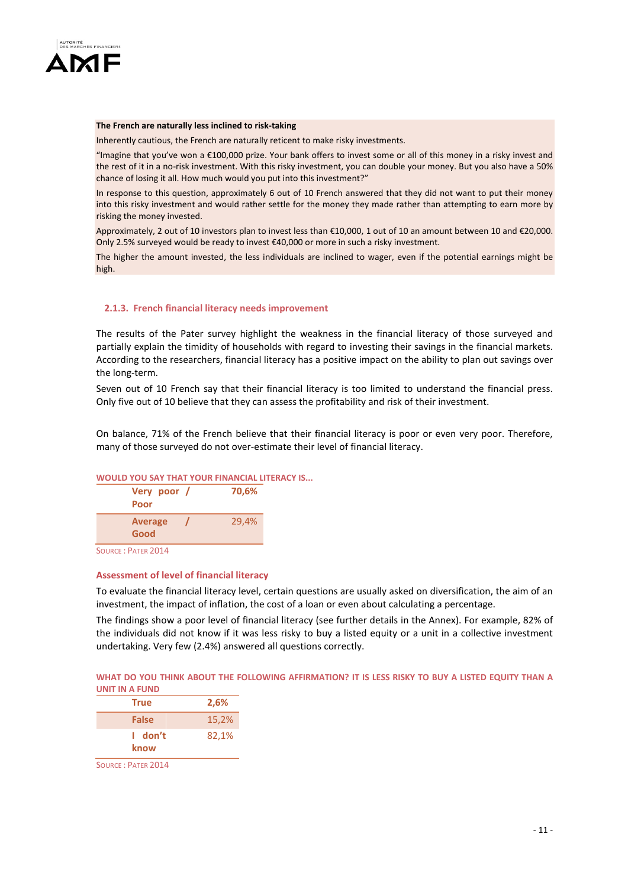**The French are naturally less inclined to risk-taking**

Inherently cautious, the French are naturally reticent to make risky investments.

"Imagine that you've won a €100,000 prize. Your bank offers to invest some or all of this money in a risky invest and the rest of it in a no-risk investment. With this risky investment, you can double your money. But you also have a 50% chance of losing it all. How much would you put into this investment?"

In response to this question, approximately 6 out of 10 French answered that they did not want to put their money into this risky investment and would rather settle for the money they made rather than attempting to earn more by risking the money invested.

Approximately, 2 out of 10 investors plan to invest less than €10,000, 1 out of 10 an amount between 10 and €20,000. Only 2.5% surveyed would be ready to invest €40,000 or more in such a risky investment.

The higher the amount invested, the less individuals are inclined to wager, even if the potential earnings might be high.

### 2.1.3. French financial literacy needs improvement

The results of the Pater survey highlight the weakness in the financial literacy of those surveyed and partially explain the timidity of households with regard to investing their savings in the financial markets. According to the researchers, financial literacy has a positive impact on the ability to plan out savings over the long-term.

Seven out of 10 French say that their financial literacy is too limited to understand the financial press. Only five out of 10 believe that they can assess the profitability and risk of their investment.

On balance, 71% of the French believe that their financial literacy is poor or even very poor. Therefore, many of those surveyed do not over-estimate their level of financial literacy.

**WOULD YOU SAY THAT YOUR FINANCIAL LITERACY IS...**

| | |
|---|---|
| **Very poor / Poor** | **70,6%** |
| **Average / Good** | 29,4% |

SOURCE : PATER 2014

**Assessment of level of financial literacy**

To evaluate the financial literacy level, certain questions are usually asked on diversification, the aim of an investment, the impact of inflation, the cost of a loan or even about calculating a percentage.

The findings show a poor level of financial literacy (see further details in the Annex). For example, 82% of the individuals did not know if it was less risky to buy a listed equity or a unit in a collective investment undertaking. Very few (2.4%) answered all questions correctly.

**WHAT DO YOU THINK ABOUT THE FOLLOWING AFFIRMATION? IT IS LESS RISKY TO BUY A LISTED EQUITY THAN A UNIT IN A FUND**

| | |
|---|---|
| **True** | **2,6%** |
| **False** | 15,2% |
| **I don't know** | 82,1% |

SOURCE : PATER 2014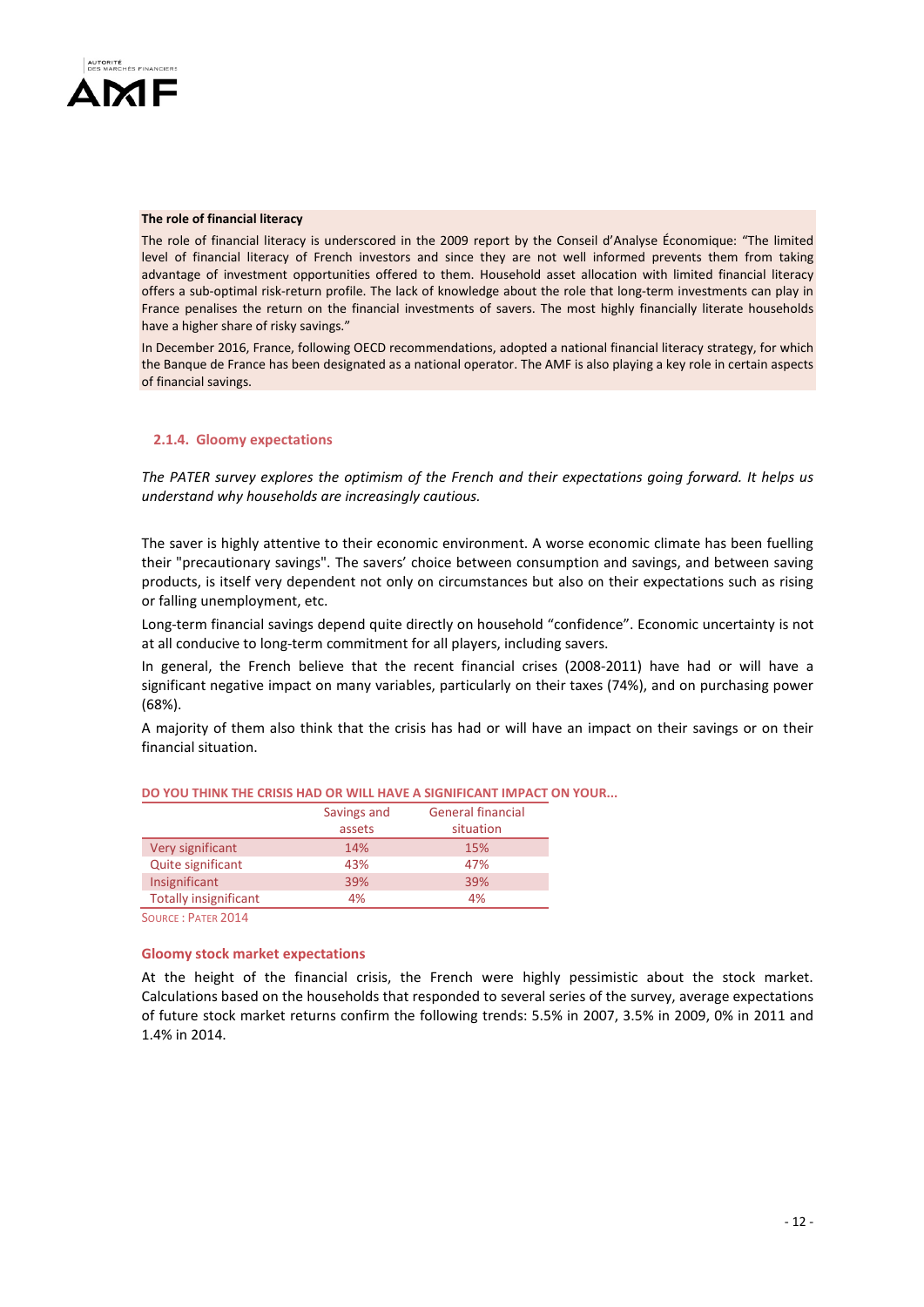**The role of financial literacy**

The role of financial literacy is underscored in the 2009 report by the Conseil d'Analyse Économique: "The limited level of financial literacy of French investors and since they are not well informed prevents them from taking advantage of investment opportunities offered to them. Household asset allocation with limited financial literacy offers a sub-optimal risk-return profile. The lack of knowledge about the role that long-term investments can play in France penalises the return on the financial investments of savers. The most highly financially literate households have a higher share of risky savings."

In December 2016, France, following OECD recommendations, adopted a national financial literacy strategy, for which the Banque de France has been designated as a national operator. The AMF is also playing a key role in certain aspects of financial savings.

### 2.1.4. Gloomy expectations

*The PATER survey explores the optimism of the French and their expectations going forward. It helps us understand why households are increasingly cautious.*

The saver is highly attentive to their economic environment. A worse economic climate has been fuelling their "precautionary savings". The savers' choice between consumption and savings, and between saving products, is itself very dependent not only on circumstances but also on their expectations such as rising or falling unemployment, etc.

Long-term financial savings depend quite directly on household "confidence". Economic uncertainty is not at all conducive to long-term commitment for all players, including savers.

In general, the French believe that the recent financial crises (2008-2011) have had or will have a significant negative impact on many variables, particularly on their taxes (74%), and on purchasing power (68%).

A majority of them also think that the crisis has had or will have an impact on their savings or on their financial situation.

**DO YOU THINK THE CRISIS HAD OR WILL HAVE A SIGNIFICANT IMPACT ON YOUR...**

| | Savings and assets | General financial situation |
|---|---|---|
| Very significant | 14% | 15% |
| Quite significant | 43% | 47% |
| Insignificant | 39% | 39% |
| Totally insignificant | 4% | 4% |

SOURCE : PATER 2014

#### Gloomy stock market expectations

At the height of the financial crisis, the French were highly pessimistic about the stock market. Calculations based on the households that responded to several series of the survey, average expectations of future stock market returns confirm the following trends: 5.5% in 2007, 3.5% in 2009, 0% in 2011 and 1.4% in 2014.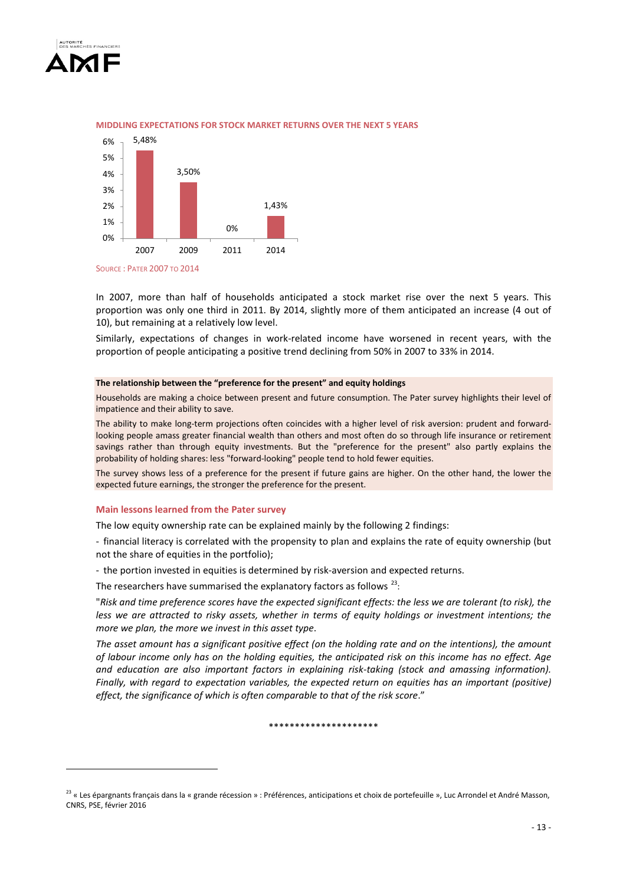**MIDDLING EXPECTATIONS FOR STOCK MARKET RETURNS OVER THE NEXT 5 YEARS**

| Year | Expected return |
|---|---|
| 2007 | 5,48% |
| 2009 | 3,50% |
| 2011 | 0% |
| 2014 | 1,43% |

SOURCE : PATER 2007 TO 2014

In 2007, more than half of households anticipated a stock market rise over the next 5 years. This proportion was only one third in 2011. By 2014, slightly more of them anticipated an increase (4 out of 10), but remaining at a relatively low level.

Similarly, expectations of changes in work-related income have worsened in recent years, with the proportion of people anticipating a positive trend declining from 50% in 2007 to 33% in 2014.

**The relationship between the "preference for the present" and equity holdings**

Households are making a choice between present and future consumption. The Pater survey highlights their level of impatience and their ability to save.

The ability to make long-term projections often coincides with a higher level of risk aversion: prudent and forward-looking people amass greater financial wealth than others and most often do so through life insurance or retirement savings rather than through equity investments. But the "preference for the present" also partly explains the probability of holding shares: less "forward-looking" people tend to hold fewer equities.

The survey shows less of a preference for the present if future gains are higher. On the other hand, the lower the expected future earnings, the stronger the preference for the present.

### Main lessons learned from the Pater survey

The low equity ownership rate can be explained mainly by the following 2 findings:

- financial literacy is correlated with the propensity to plan and explains the rate of equity ownership (but not the share of equities in the portfolio);
- the portion invested in equities is determined by risk-aversion and expected returns.

The researchers have summarised the explanatory factors as follows [23]:

"*Risk and time preference scores have the expected significant effects: the less we are tolerant (to risk), the less we are attracted to risky assets, whether in terms of equity holdings or investment intentions; the more we plan, the more we invest in this asset type.*

*The asset amount has a significant positive effect (on the holding rate and on the intentions), the amount of labour income only has on the holding equities, the anticipated risk on this income has no effect. Age and education are also important factors in explaining risk-taking (stock and amassing information). Finally, with regard to expectation variables, the expected return on equities has an important (positive) effect, the significance of which is often comparable to that of the risk score*."

********************

[23] « Les épargnants français dans la « grande récession » : Préférences, anticipations et choix de portefeuille », Luc Arrondel et André Masson, CNRS, PSE, février 2016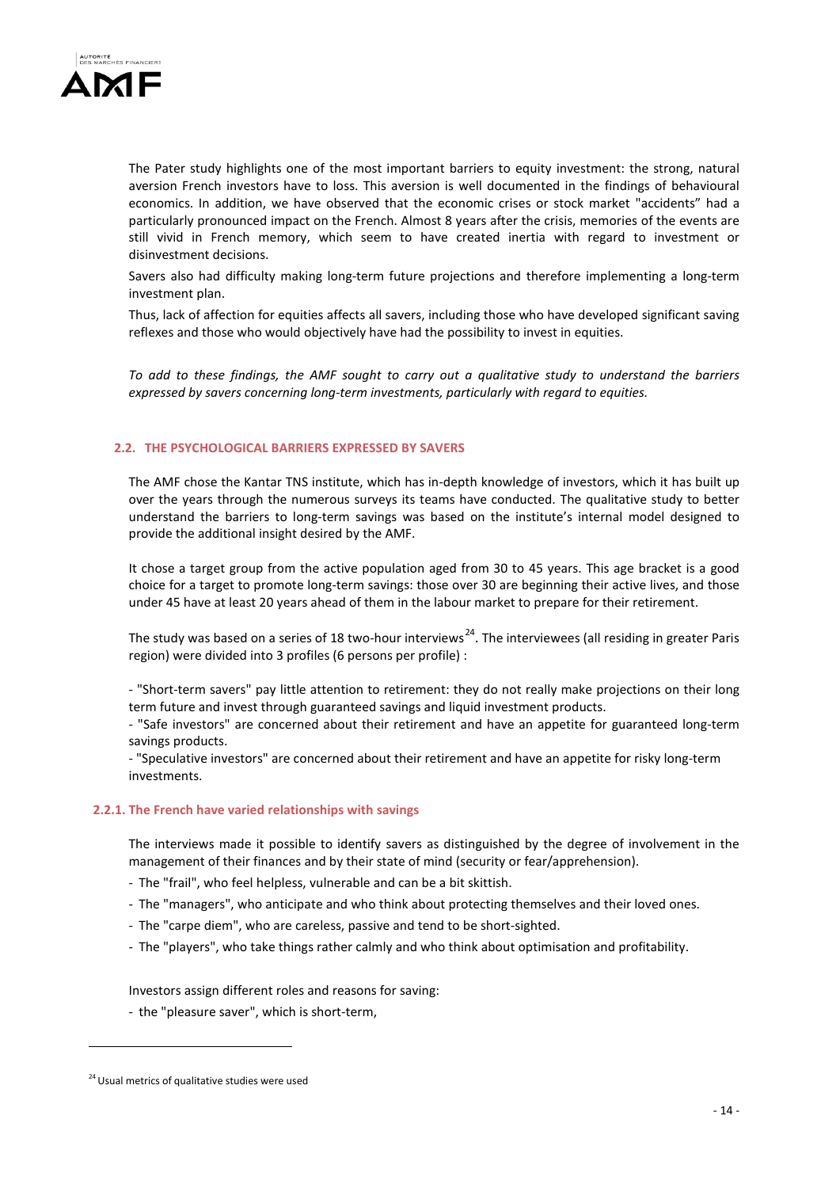The Pater study highlights one of the most important barriers to equity investment: the strong, natural aversion French investors have to loss. This aversion is well documented in the findings of behavioural economics. In addition, we have observed that the economic crises or stock market "accidents" had a particularly pronounced impact on the French. Almost 8 years after the crisis, memories of the events are still vivid in French memory, which seem to have created inertia with regard to investment or disinvestment decisions.

Savers also had difficulty making long-term future projections and therefore implementing a long-term investment plan.

Thus, lack of affection for equities affects all savers, including those who have developed significant saving reflexes and those who would objectively have had the possibility to invest in equities.

*To add to these findings, the AMF sought to carry out a qualitative study to understand the barriers expressed by savers concerning long-term investments, particularly with regard to equities.*

## 2.2. THE PSYCHOLOGICAL BARRIERS EXPRESSED BY SAVERS

The AMF chose the Kantar TNS institute, which has in-depth knowledge of investors, which it has built up over the years through the numerous surveys its teams have conducted. The qualitative study to better understand the barriers to long-term savings was based on the institute's internal model designed to provide the additional insight desired by the AMF.

It chose a target group from the active population aged from 30 to 45 years. This age bracket is a good choice for a target to promote long-term savings: those over 30 are beginning their active lives, and those under 45 have at least 20 years ahead of them in the labour market to prepare for their retirement.

The study was based on a series of 18 two-hour interviews[24]. The interviewees (all residing in greater Paris region) were divided into 3 profiles (6 persons per profile) :

- "Short-term savers" pay little attention to retirement: they do not really make projections on their long term future and invest through guaranteed savings and liquid investment products.
- "Safe investors" are concerned about their retirement and have an appetite for guaranteed long-term savings products.
- "Speculative investors" are concerned about their retirement and have an appetite for risky long-term investments.

### 2.2.1. The French have varied relationships with savings

The interviews made it possible to identify savers as distinguished by the degree of involvement in the management of their finances and by their state of mind (security or fear/apprehension).

- The "frail", who feel helpless, vulnerable and can be a bit skittish.
- The "managers", who anticipate and who think about protecting themselves and their loved ones.
- The "carpe diem", who are careless, passive and tend to be short-sighted.
- The "players", who take things rather calmly and who think about optimisation and profitability.

Investors assign different roles and reasons for saving:

- the "pleasure saver", which is short-term,

---

[24] Usual metrics of qualitative studies were used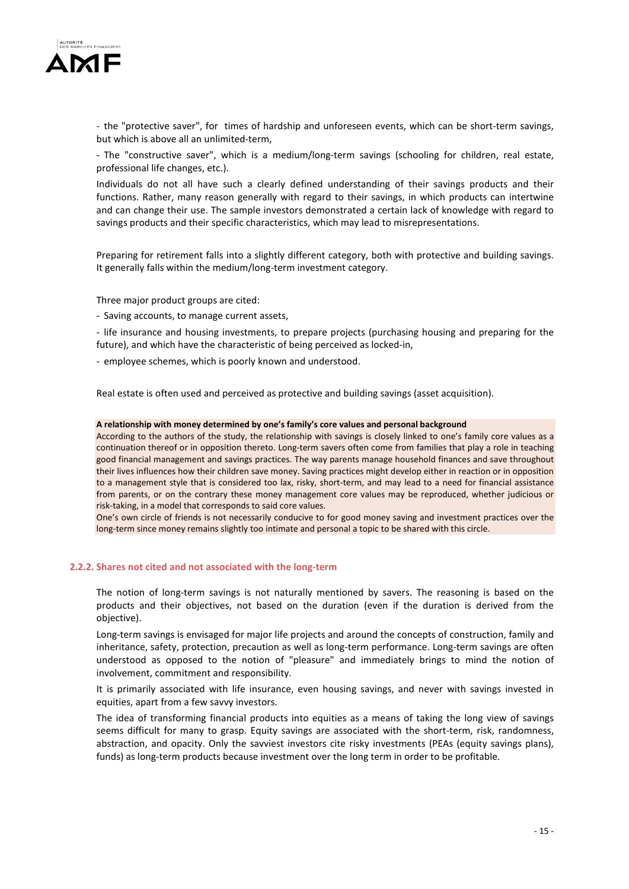- the "protective saver", for times of hardship and unforeseen events, which can be short-term savings, but which is above all an unlimited-term,

- The "constructive saver", which is a medium/long-term savings (schooling for children, real estate, professional life changes, etc.).

Individuals do not all have such a clearly defined understanding of their savings products and their functions. Rather, many reason generally with regard to their savings, in which products can intertwine and can change their use. The sample investors demonstrated a certain lack of knowledge with regard to savings products and their specific characteristics, which may lead to misrepresentations.

Preparing for retirement falls into a slightly different category, both with protective and building savings. It generally falls within the medium/long-term investment category.

Three major product groups are cited:

- Saving accounts, to manage current assets,

- life insurance and housing investments, to prepare projects (purchasing housing and preparing for the future), and which have the characteristic of being perceived as locked-in,

- employee schemes, which is poorly known and understood.

Real estate is often used and perceived as protective and building savings (asset acquisition).

**A relationship with money determined by one's family's core values and personal background**

According to the authors of the study, the relationship with savings is closely linked to one's family core values as a continuation thereof or in opposition thereto. Long-term savers often come from families that play a role in teaching good financial management and savings practices. The way parents manage household finances and save throughout their lives influences how their children save money. Saving practices might develop either in reaction or in opposition to a management style that is considered too lax, risky, short-term, and may lead to a need for financial assistance from parents, or on the contrary these money management core values may be reproduced, whether judicious or risk-taking, in a model that corresponds to said core values.

One's own circle of friends is not necessarily conducive to for good money saving and investment practices over the long-term since money remains slightly too intimate and personal a topic to be shared with this circle.

### 2.2.2. Shares not cited and not associated with the long-term

The notion of long-term savings is not naturally mentioned by savers. The reasoning is based on the products and their objectives, not based on the duration (even if the duration is derived from the objective).

Long-term savings is envisaged for major life projects and around the concepts of construction, family and inheritance, safety, protection, precaution as well as long-term performance. Long-term savings are often understood as opposed to the notion of "pleasure" and immediately brings to mind the notion of involvement, commitment and responsibility.

It is primarily associated with life insurance, even housing savings, and never with savings invested in equities, apart from a few savvy investors.

The idea of transforming financial products into equities as a means of taking the long view of savings seems difficult for many to grasp. Equity savings are associated with the short-term, risk, randomness, abstraction, and opacity. Only the savviest investors cite risky investments (PEAs (equity savings plans), funds) as long-term products because investment over the long term in order to be profitable.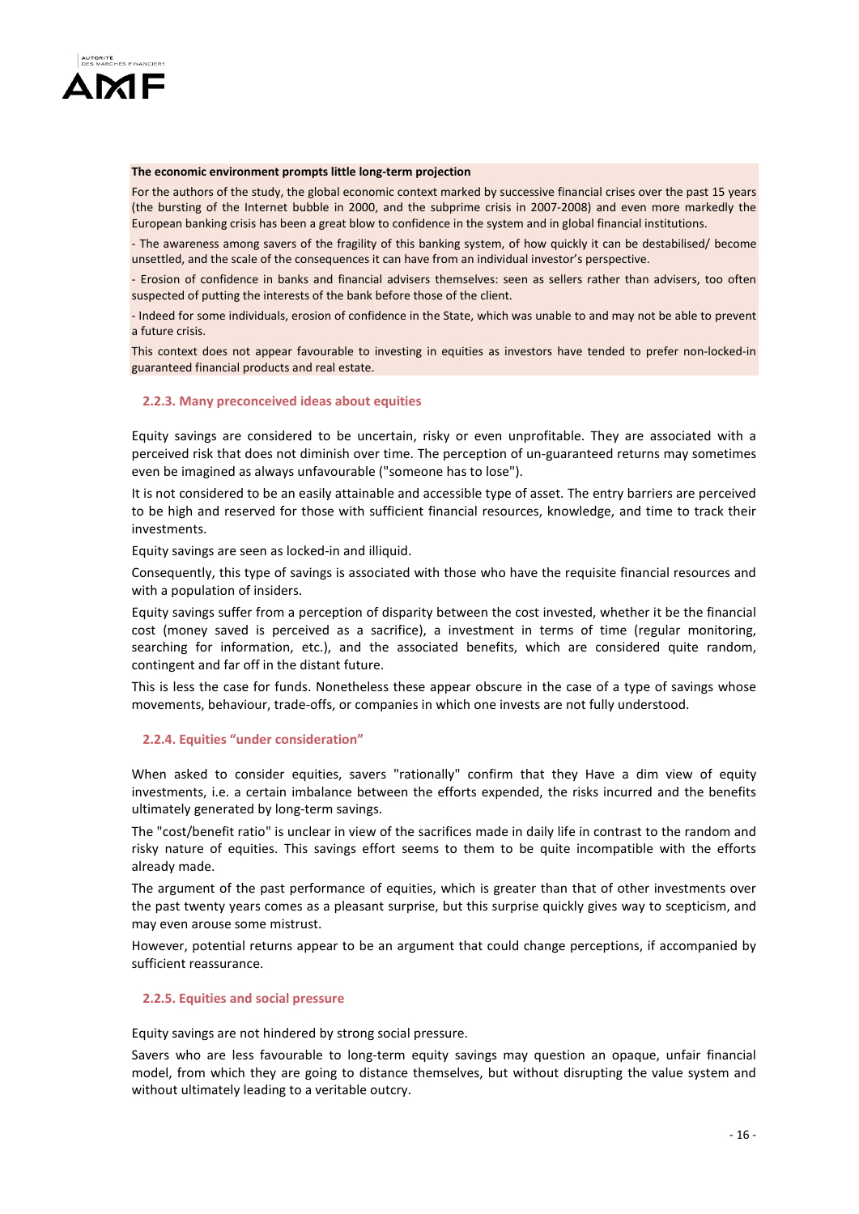**The economic environment prompts little long-term projection**

For the authors of the study, the global economic context marked by successive financial crises over the past 15 years (the bursting of the Internet bubble in 2000, and the subprime crisis in 2007-2008) and even more markedly the European banking crisis has been a great blow to confidence in the system and in global financial institutions.

- The awareness among savers of the fragility of this banking system, of how quickly it can be destabilised/ become unsettled, and the scale of the consequences it can have from an individual investor's perspective.

- Erosion of confidence in banks and financial advisers themselves: seen as sellers rather than advisers, too often suspected of putting the interests of the bank before those of the client.

- Indeed for some individuals, erosion of confidence in the State, which was unable to and may not be able to prevent a future crisis.

This context does not appear favourable to investing in equities as investors have tended to prefer non-locked-in guaranteed financial products and real estate.

### 2.2.3. Many preconceived ideas about equities

Equity savings are considered to be uncertain, risky or even unprofitable. They are associated with a perceived risk that does not diminish over time. The perception of un-guaranteed returns may sometimes even be imagined as always unfavourable ("someone has to lose").

It is not considered to be an easily attainable and accessible type of asset. The entry barriers are perceived to be high and reserved for those with sufficient financial resources, knowledge, and time to track their investments.

Equity savings are seen as locked-in and illiquid.

Consequently, this type of savings is associated with those who have the requisite financial resources and with a population of insiders.

Equity savings suffer from a perception of disparity between the cost invested, whether it be the financial cost (money saved is perceived as a sacrifice), a investment in terms of time (regular monitoring, searching for information, etc.), and the associated benefits, which are considered quite random, contingent and far off in the distant future.

This is less the case for funds. Nonetheless these appear obscure in the case of a type of savings whose movements, behaviour, trade-offs, or companies in which one invests are not fully understood.

### 2.2.4. Equities "under consideration"

When asked to consider equities, savers "rationally" confirm that they Have a dim view of equity investments, i.e. a certain imbalance between the efforts expended, the risks incurred and the benefits ultimately generated by long-term savings.

The "cost/benefit ratio" is unclear in view of the sacrifices made in daily life in contrast to the random and risky nature of equities. This savings effort seems to them to be quite incompatible with the efforts already made.

The argument of the past performance of equities, which is greater than that of other investments over the past twenty years comes as a pleasant surprise, but this surprise quickly gives way to scepticism, and may even arouse some mistrust.

However, potential returns appear to be an argument that could change perceptions, if accompanied by sufficient reassurance.

### 2.2.5. Equities and social pressure

Equity savings are not hindered by strong social pressure.

Savers who are less favourable to long-term equity savings may question an opaque, unfair financial model, from which they are going to distance themselves, but without disrupting the value system and without ultimately leading to a veritable outcry.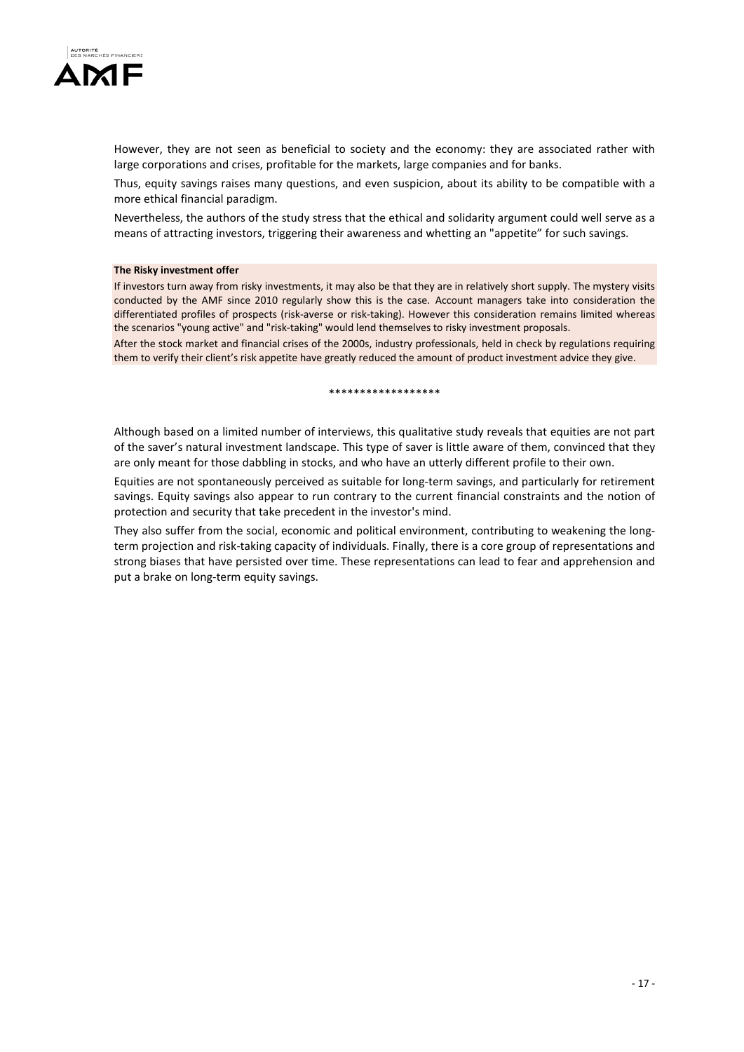However, they are not seen as beneficial to society and the economy: they are associated rather with large corporations and crises, profitable for the markets, large companies and for banks.

Thus, equity savings raises many questions, and even suspicion, about its ability to be compatible with a more ethical financial paradigm.

Nevertheless, the authors of the study stress that the ethical and solidarity argument could well serve as a means of attracting investors, triggering their awareness and whetting an "appetite" for such savings.

**The Risky investment offer**

If investors turn away from risky investments, it may also be that they are in relatively short supply. The mystery visits conducted by the AMF since 2010 regularly show this is the case. Account managers take into consideration the differentiated profiles of prospects (risk-averse or risk-taking). However this consideration remains limited whereas the scenarios "young active" and "risk-taking" would lend themselves to risky investment proposals.

After the stock market and financial crises of the 2000s, industry professionals, held in check by regulations requiring them to verify their client's risk appetite have greatly reduced the amount of product investment advice they give.

******************

Although based on a limited number of interviews, this qualitative study reveals that equities are not part of the saver's natural investment landscape. This type of saver is little aware of them, convinced that they are only meant for those dabbling in stocks, and who have an utterly different profile to their own.

Equities are not spontaneously perceived as suitable for long-term savings, and particularly for retirement savings. Equity savings also appear to run contrary to the current financial constraints and the notion of protection and security that take precedent in the investor's mind.

They also suffer from the social, economic and political environment, contributing to weakening the long-term projection and risk-taking capacity of individuals. Finally, there is a core group of representations and strong biases that have persisted over time. These representations can lead to fear and apprehension and put a brake on long-term equity savings.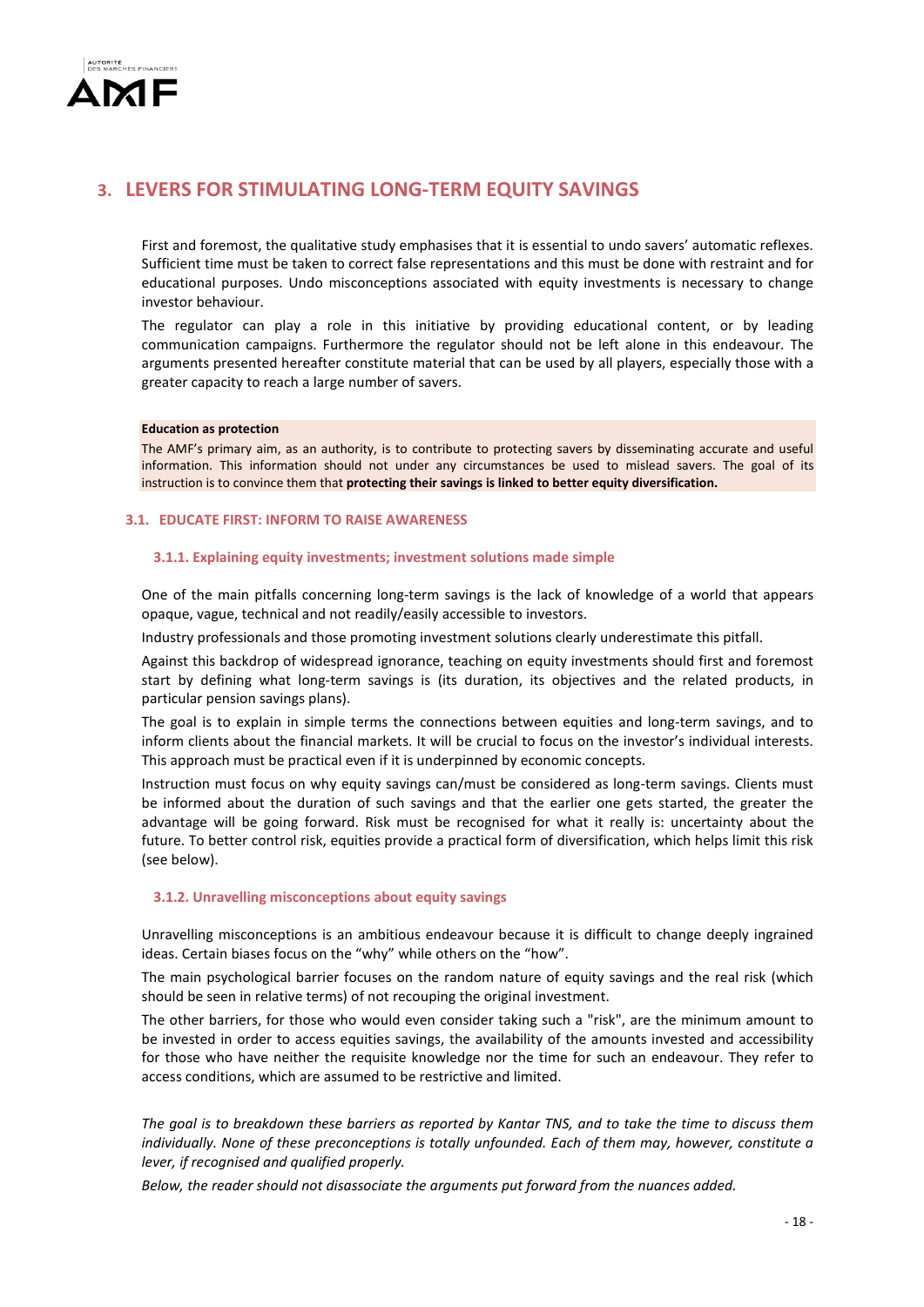## 3. LEVERS FOR STIMULATING LONG-TERM EQUITY SAVINGS

First and foremost, the qualitative study emphasises that it is essential to undo savers' automatic reflexes. Sufficient time must be taken to correct false representations and this must be done with restraint and for educational purposes. Undo misconceptions associated with equity investments is necessary to change investor behaviour.

The regulator can play a role in this initiative by providing educational content, or by leading communication campaigns. Furthermore the regulator should not be left alone in this endeavour. The arguments presented hereafter constitute material that can be used by all players, especially those with a greater capacity to reach a large number of savers.

> **Education as protection**
>
> The AMF's primary aim, as an authority, is to contribute to protecting savers by disseminating accurate and useful information. This information should not under any circumstances be used to mislead savers. The goal of its instruction is to convince them that **protecting their savings is linked to better equity diversification.**

### 3.1. EDUCATE FIRST: INFORM TO RAISE AWARENESS

#### 3.1.1. Explaining equity investments; investment solutions made simple

One of the main pitfalls concerning long-term savings is the lack of knowledge of a world that appears opaque, vague, technical and not readily/easily accessible to investors.

Industry professionals and those promoting investment solutions clearly underestimate this pitfall.

Against this backdrop of widespread ignorance, teaching on equity investments should first and foremost start by defining what long-term savings is (its duration, its objectives and the related products, in particular pension savings plans).

The goal is to explain in simple terms the connections between equities and long-term savings, and to inform clients about the financial markets. It will be crucial to focus on the investor's individual interests. This approach must be practical even if it is underpinned by economic concepts.

Instruction must focus on why equity savings can/must be considered as long-term savings. Clients must be informed about the duration of such savings and that the earlier one gets started, the greater the advantage will be going forward. Risk must be recognised for what it really is: uncertainty about the future. To better control risk, equities provide a practical form of diversification, which helps limit this risk (see below).

#### 3.1.2. Unravelling misconceptions about equity savings

Unravelling misconceptions is an ambitious endeavour because it is difficult to change deeply ingrained ideas. Certain biases focus on the "why" while others on the "how".

The main psychological barrier focuses on the random nature of equity savings and the real risk (which should be seen in relative terms) of not recouping the original investment.

The other barriers, for those who would even consider taking such a "risk", are the minimum amount to be invested in order to access equities savings, the availability of the amounts invested and accessibility for those who have neither the requisite knowledge nor the time for such an endeavour. They refer to access conditions, which are assumed to be restrictive and limited.

*The goal is to breakdown these barriers as reported by Kantar TNS, and to take the time to discuss them individually. None of these preconceptions is totally unfounded. Each of them may, however, constitute a lever, if recognised and qualified properly.*

*Below, the reader should not disassociate the arguments put forward from the nuances added.*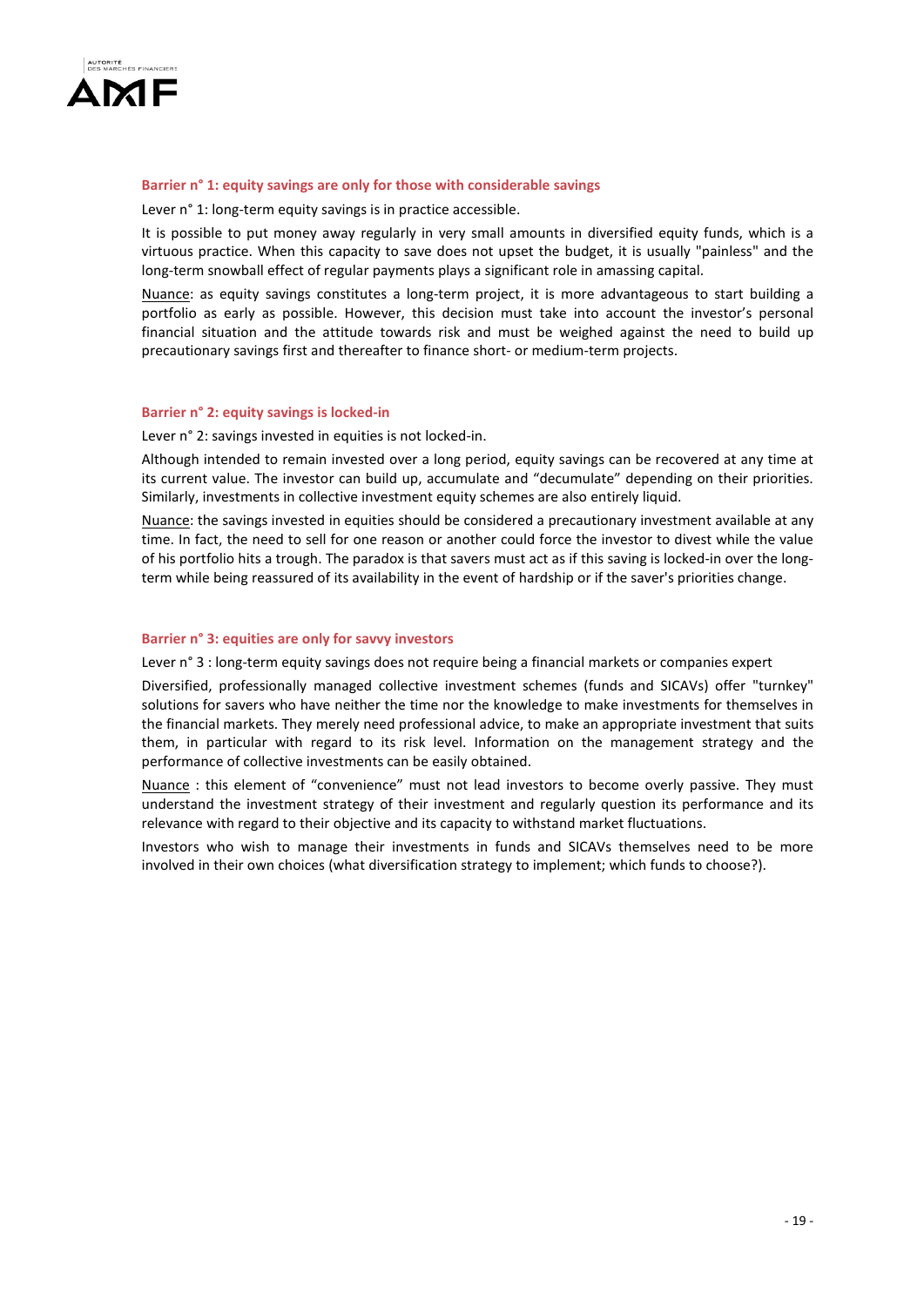### Barrier n° 1: equity savings are only for those with considerable savings

Lever n° 1: long-term equity savings is in practice accessible.

It is possible to put money away regularly in very small amounts in diversified equity funds, which is a virtuous practice. When this capacity to save does not upset the budget, it is usually "painless" and the long-term snowball effect of regular payments plays a significant role in amassing capital.

Nuance: as equity savings constitutes a long-term project, it is more advantageous to start building a portfolio as early as possible. However, this decision must take into account the investor's personal financial situation and the attitude towards risk and must be weighed against the need to build up precautionary savings first and thereafter to finance short- or medium-term projects.

### Barrier n° 2: equity savings is locked-in

Lever n° 2: savings invested in equities is not locked-in.

Although intended to remain invested over a long period, equity savings can be recovered at any time at its current value. The investor can build up, accumulate and "decumulate" depending on their priorities. Similarly, investments in collective investment equity schemes are also entirely liquid.

Nuance: the savings invested in equities should be considered a precautionary investment available at any time. In fact, the need to sell for one reason or another could force the investor to divest while the value of his portfolio hits a trough. The paradox is that savers must act as if this saving is locked-in over the long-term while being reassured of its availability in the event of hardship or if the saver's priorities change.

### Barrier n° 3: equities are only for savvy investors

Lever n° 3 : long-term equity savings does not require being a financial markets or companies expert

Diversified, professionally managed collective investment schemes (funds and SICAVs) offer "turnkey" solutions for savers who have neither the time nor the knowledge to make investments for themselves in the financial markets. They merely need professional advice, to make an appropriate investment that suits them, in particular with regard to its risk level. Information on the management strategy and the performance of collective investments can be easily obtained.

Nuance : this element of "convenience" must not lead investors to become overly passive. They must understand the investment strategy of their investment and regularly question its performance and its relevance with regard to their objective and its capacity to withstand market fluctuations.

Investors who wish to manage their investments in funds and SICAVs themselves need to be more involved in their own choices (what diversification strategy to implement; which funds to choose?).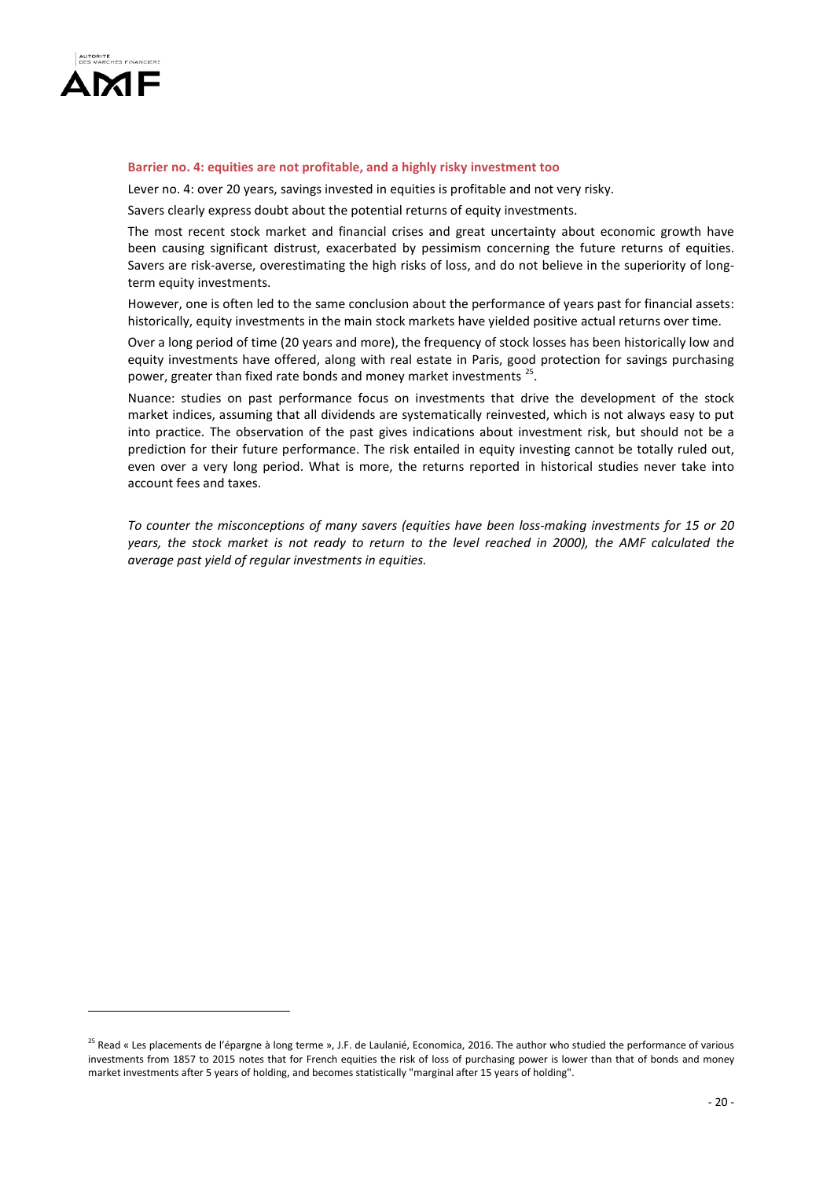**Barrier no. 4: equities are not profitable, and a highly risky investment too**

Lever no. 4: over 20 years, savings invested in equities is profitable and not very risky.

Savers clearly express doubt about the potential returns of equity investments.

The most recent stock market and financial crises and great uncertainty about economic growth have been causing significant distrust, exacerbated by pessimism concerning the future returns of equities. Savers are risk-averse, overestimating the high risks of loss, and do not believe in the superiority of long-term equity investments.

However, one is often led to the same conclusion about the performance of years past for financial assets: historically, equity investments in the main stock markets have yielded positive actual returns over time.

Over a long period of time (20 years and more), the frequency of stock losses has been historically low and equity investments have offered, along with real estate in Paris, good protection for savings purchasing power, greater than fixed rate bonds and money market investments [25].

Nuance: studies on past performance focus on investments that drive the development of the stock market indices, assuming that all dividends are systematically reinvested, which is not always easy to put into practice. The observation of the past gives indications about investment risk, but should not be a prediction for their future performance. The risk entailed in equity investing cannot be totally ruled out, even over a very long period. What is more, the returns reported in historical studies never take into account fees and taxes.

*To counter the misconceptions of many savers (equities have been loss-making investments for 15 or 20 years, the stock market is not ready to return to the level reached in 2000), the AMF calculated the average past yield of regular investments in equities.*

[25] Read « Les placements de l'épargne à long terme », J.F. de Laulanié, Economica, 2016. The author who studied the performance of various investments from 1857 to 2015 notes that for French equities the risk of loss of purchasing power is lower than that of bonds and money market investments after 5 years of holding, and becomes statistically "marginal after 15 years of holding".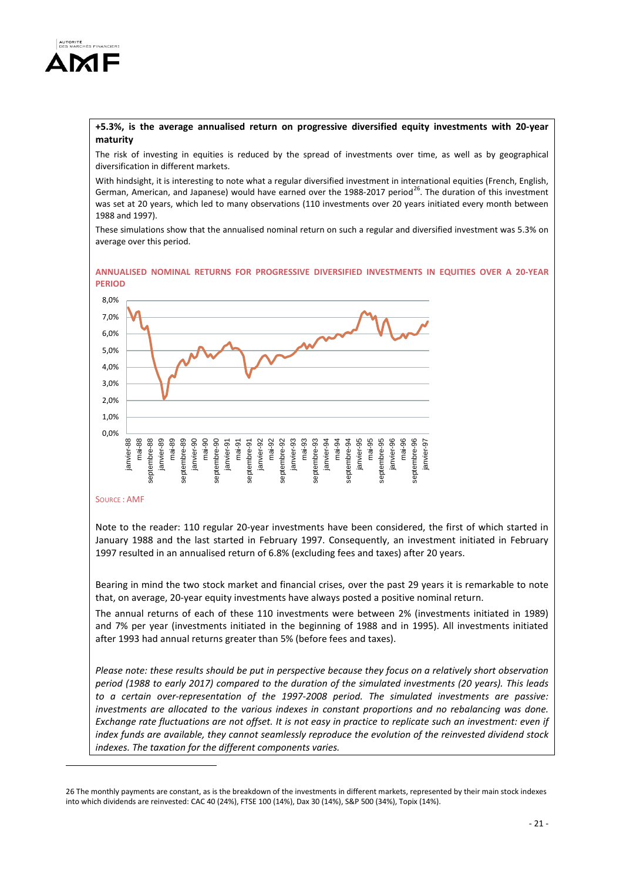**+5.3%, is the average annualised return on progressive diversified equity investments with 20-year maturity**

The risk of investing in equities is reduced by the spread of investments over time, as well as by geographical diversification in different markets.

With hindsight, it is interesting to note what a regular diversified investment in international equities (French, English, German, American, and Japanese) would have earned over the 1988-2017 period[26]. The duration of this investment was set at 20 years, which led to many observations (110 investments over 20 years initiated every month between 1988 and 1997).

These simulations show that the annualised nominal return on such a regular and diversified investment was 5.3% on average over this period.

**ANNUALISED NOMINAL RETURNS FOR PROGRESSIVE DIVERSIFIED INVESTMENTS IN EQUITIES OVER A 20-YEAR PERIOD**

SOURCE : AMF

Note to the reader: 110 regular 20-year investments have been considered, the first of which started in January 1988 and the last started in February 1997. Consequently, an investment initiated in February 1997 resulted in an annualised return of 6.8% (excluding fees and taxes) after 20 years.

Bearing in mind the two stock market and financial crises, over the past 29 years it is remarkable to note that, on average, 20-year equity investments have always posted a positive nominal return.

The annual returns of each of these 110 investments were between 2% (investments initiated in 1989) and 7% per year (investments initiated in the beginning of 1988 and in 1995). All investments initiated after 1993 had annual returns greater than 5% (before fees and taxes).

*Please note: these results should be put in perspective because they focus on a relatively short observation period (1988 to early 2017) compared to the duration of the simulated investments (20 years). This leads to a certain over-representation of the 1997-2008 period. The simulated investments are passive: investments are allocated to the various indexes in constant proportions and no rebalancing was done. Exchange rate fluctuations are not offset. It is not easy in practice to replicate such an investment: even if index funds are available, they cannot seamlessly reproduce the evolution of the reinvested dividend stock indexes. The taxation for the different components varies.*

---

26 The monthly payments are constant, as is the breakdown of the investments in different markets, represented by their main stock indexes into which dividends are reinvested: CAC 40 (24%), FTSE 100 (14%), Dax 30 (14%), S&P 500 (34%), Topix (14%).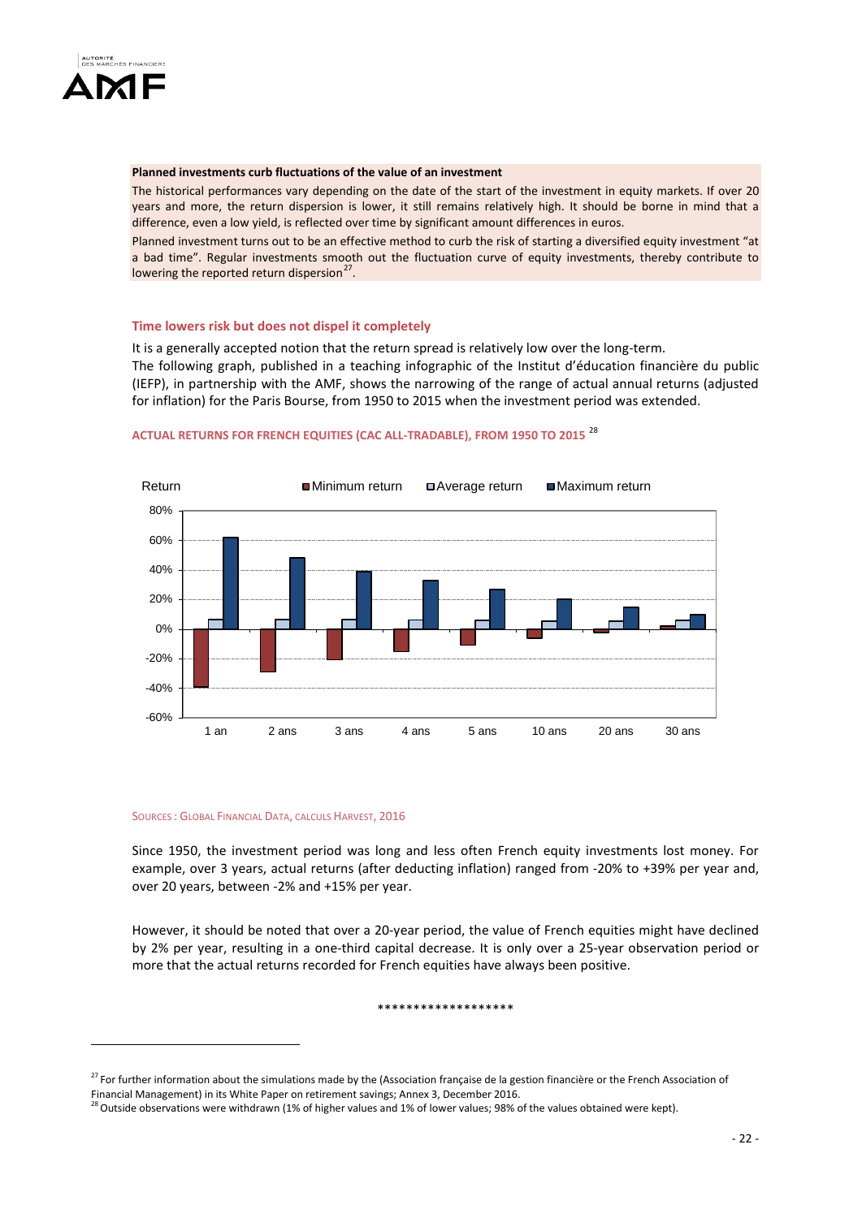**Planned investments curb fluctuations of the value of an investment**

The historical performances vary depending on the date of the start of the investment in equity markets. If over 20 years and more, the return dispersion is lower, it still remains relatively high. It should be borne in mind that a difference, even a low yield, is reflected over time by significant amount differences in euros.

Planned investment turns out to be an effective method to curb the risk of starting a diversified equity investment "at a bad time". Regular investments smooth out the fluctuation curve of equity investments, thereby contribute to lowering the reported return dispersion[27].

### Time lowers risk but does not dispel it completely

It is a generally accepted notion that the return spread is relatively low over the long-term.
The following graph, published in a teaching infographic of the Institut d'éducation financière du public (IEFP), in partnership with the AMF, shows the narrowing of the range of actual annual returns (adjusted for inflation) for the Paris Bourse, from 1950 to 2015 when the investment period was extended.

**ACTUAL RETURNS FOR FRENCH EQUITIES (CAC ALL-TRADABLE), FROM 1950 TO 2015** [28]

Return — ■ Minimum return ■ Average return ■ Maximum return

80%, 60%, 40%, 20%, 0%, -20%, -40%, -60%

1 an | 2 ans | 3 ans | 4 ans | 5 ans | 10 ans | 20 ans | 30 ans

SOURCES : GLOBAL FINANCIAL DATA, CALCULS HARVEST, 2016

Since 1950, the investment period was long and less often French equity investments lost money. For example, over 3 years, actual returns (after deducting inflation) ranged from -20% to +39% per year and, over 20 years, between -2% and +15% per year.

However, it should be noted that over a 20-year period, the value of French equities might have declined by 2% per year, resulting in a one-third capital decrease. It is only over a 25-year observation period or more that the actual returns recorded for French equities have always been positive.

*******************

[27] For further information about the simulations made by the (Association française de la gestion financière or the French Association of Financial Management) in its White Paper on retirement savings; Annex 3, December 2016.

[28] Outside observations were withdrawn (1% of higher values and 1% of lower values; 98% of the values obtained were kept).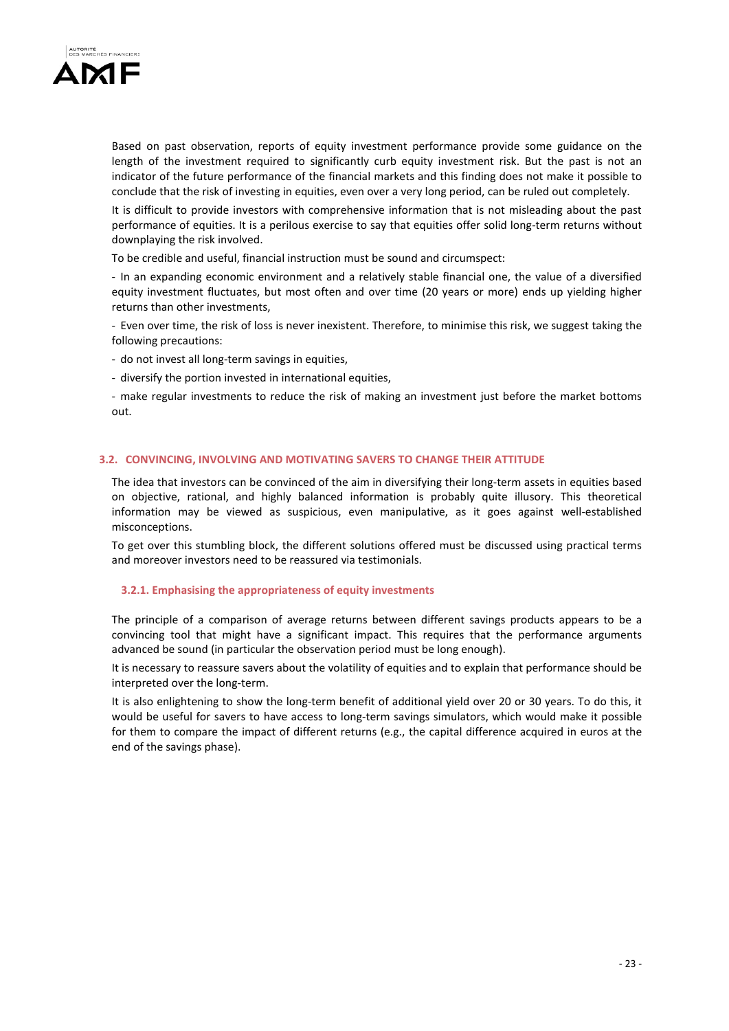Based on past observation, reports of equity investment performance provide some guidance on the length of the investment required to significantly curb equity investment risk. But the past is not an indicator of the future performance of the financial markets and this finding does not make it possible to conclude that the risk of investing in equities, even over a very long period, can be ruled out completely.

It is difficult to provide investors with comprehensive information that is not misleading about the past performance of equities. It is a perilous exercise to say that equities offer solid long-term returns without downplaying the risk involved.

To be credible and useful, financial instruction must be sound and circumspect:

- In an expanding economic environment and a relatively stable financial one, the value of a diversified equity investment fluctuates, but most often and over time (20 years or more) ends up yielding higher returns than other investments,
- Even over time, the risk of loss is never inexistent. Therefore, to minimise this risk, we suggest taking the following precautions:
- do not invest all long-term savings in equities,
- diversify the portion invested in international equities,
- make regular investments to reduce the risk of making an investment just before the market bottoms out.

### 3.2. CONVINCING, INVOLVING AND MOTIVATING SAVERS TO CHANGE THEIR ATTITUDE

The idea that investors can be convinced of the aim in diversifying their long-term assets in equities based on objective, rational, and highly balanced information is probably quite illusory. This theoretical information may be viewed as suspicious, even manipulative, as it goes against well-established misconceptions.

To get over this stumbling block, the different solutions offered must be discussed using practical terms and moreover investors need to be reassured via testimonials.

#### 3.2.1. Emphasising the appropriateness of equity investments

The principle of a comparison of average returns between different savings products appears to be a convincing tool that might have a significant impact. This requires that the performance arguments advanced be sound (in particular the observation period must be long enough).

It is necessary to reassure savers about the volatility of equities and to explain that performance should be interpreted over the long-term.

It is also enlightening to show the long-term benefit of additional yield over 20 or 30 years. To do this, it would be useful for savers to have access to long-term savings simulators, which would make it possible for them to compare the impact of different returns (e.g., the capital difference acquired in euros at the end of the savings phase).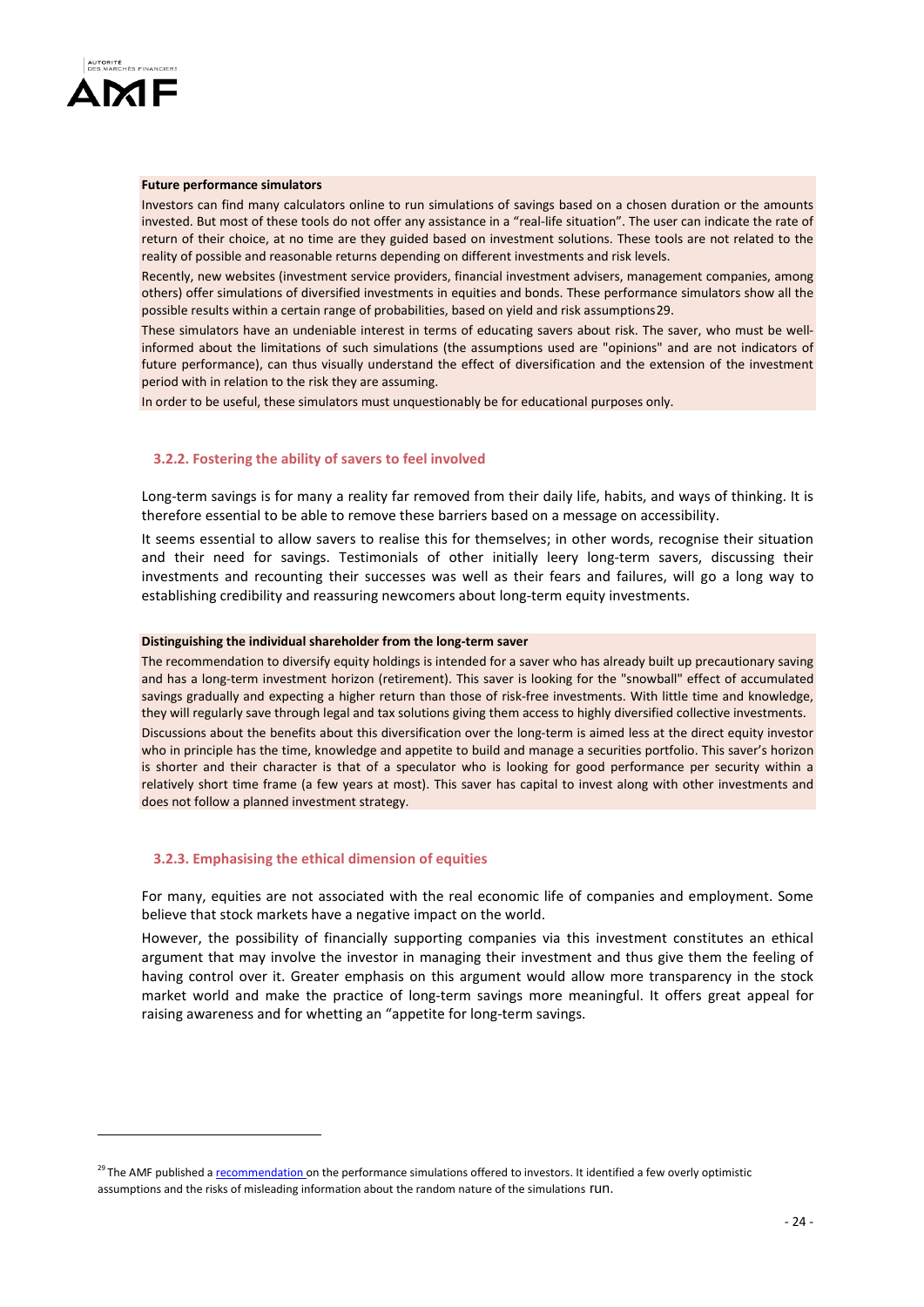**Future performance simulators**

Investors can find many calculators online to run simulations of savings based on a chosen duration or the amounts invested. But most of these tools do not offer any assistance in a "real-life situation". The user can indicate the rate of return of their choice, at no time are they guided based on investment solutions. These tools are not related to the reality of possible and reasonable returns depending on different investments and risk levels.

Recently, new websites (investment service providers, financial investment advisers, management companies, among others) offer simulations of diversified investments in equities and bonds. These performance simulators show all the possible results within a certain range of probabilities, based on yield and risk assumptions[29].

These simulators have an undeniable interest in terms of educating savers about risk. The saver, who must be well-informed about the limitations of such simulations (the assumptions used are "opinions" and are not indicators of future performance), can thus visually understand the effect of diversification and the extension of the investment period with in relation to the risk they are assuming.

In order to be useful, these simulators must unquestionably be for educational purposes only.

### 3.2.2. Fostering the ability of savers to feel involved

Long-term savings is for many a reality far removed from their daily life, habits, and ways of thinking. It is therefore essential to be able to remove these barriers based on a message on accessibility.

It seems essential to allow savers to realise this for themselves; in other words, recognise their situation and their need for savings. Testimonials of other initially leery long-term savers, discussing their investments and recounting their successes was well as their fears and failures, will go a long way to establishing credibility and reassuring newcomers about long-term equity investments.

**Distinguishing the individual shareholder from the long-term saver**

The recommendation to diversify equity holdings is intended for a saver who has already built up precautionary saving and has a long-term investment horizon (retirement). This saver is looking for the "snowball" effect of accumulated savings gradually and expecting a higher return than those of risk-free investments. With little time and knowledge, they will regularly save through legal and tax solutions giving them access to highly diversified collective investments.

Discussions about the benefits about this diversification over the long-term is aimed less at the direct equity investor who in principle has the time, knowledge and appetite to build and manage a securities portfolio. This saver's horizon is shorter and their character is that of a speculator who is looking for good performance per security within a relatively short time frame (a few years at most). This saver has capital to invest along with other investments and does not follow a planned investment strategy.

### 3.2.3. Emphasising the ethical dimension of equities

For many, equities are not associated with the real economic life of companies and employment. Some believe that stock markets have a negative impact on the world.

However, the possibility of financially supporting companies via this investment constitutes an ethical argument that may involve the investor in managing their investment and thus give them the feeling of having control over it. Greater emphasis on this argument would allow more transparency in the stock market world and make the practice of long-term savings more meaningful. It offers great appeal for raising awareness and for whetting an "appetite for long-term savings.

---

[29] The AMF published a recommendation on the performance simulations offered to investors. It identified a few overly optimistic assumptions and the risks of misleading information about the random nature of the simulations run.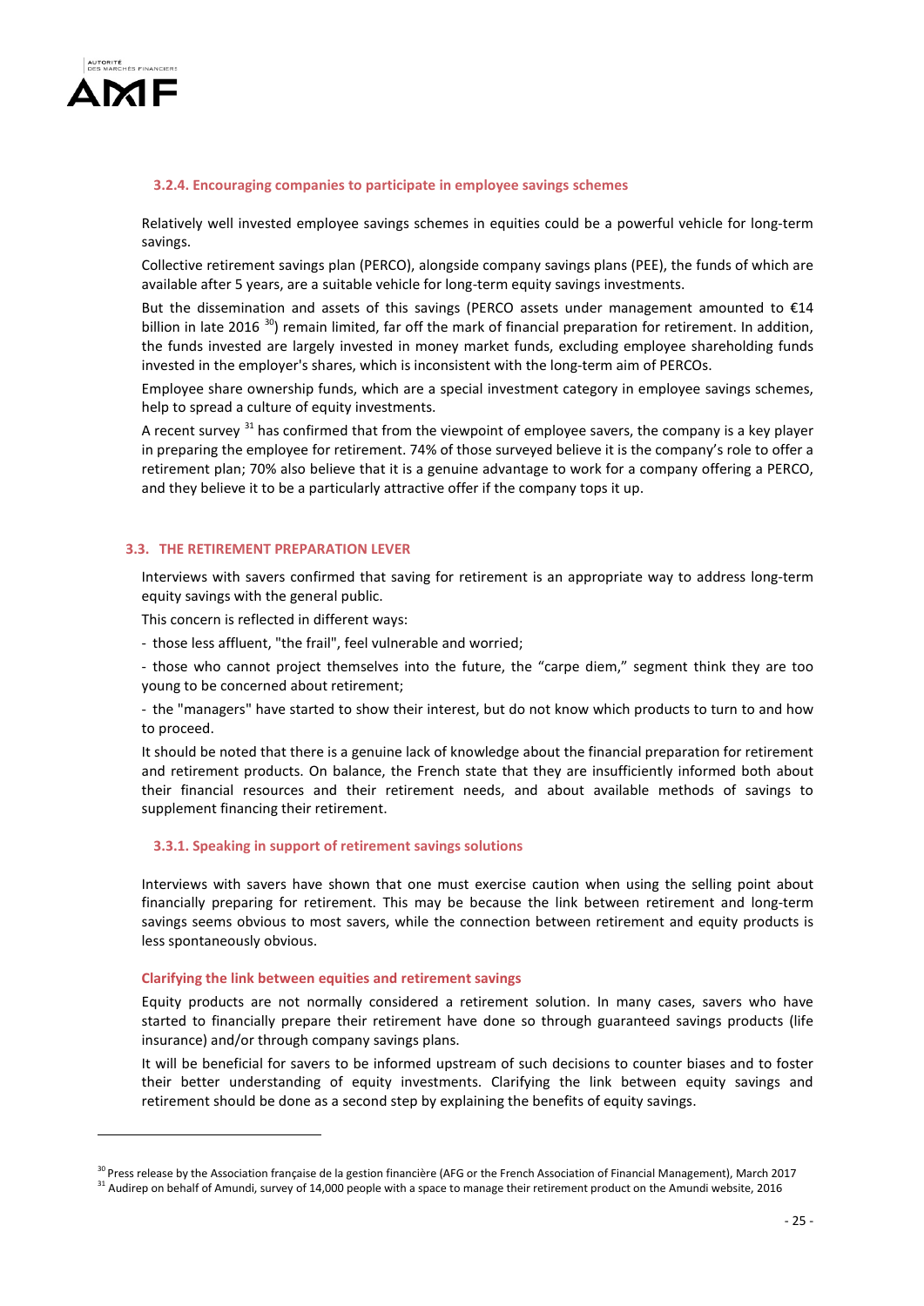#### 3.2.4. Encouraging companies to participate in employee savings schemes

Relatively well invested employee savings schemes in equities could be a powerful vehicle for long-term savings.

Collective retirement savings plan (PERCO), alongside company savings plans (PEE), the funds of which are available after 5 years, are a suitable vehicle for long-term equity savings investments.

But the dissemination and assets of this savings (PERCO assets under management amounted to €14 billion in late 2016 [30]) remain limited, far off the mark of financial preparation for retirement. In addition, the funds invested are largely invested in money market funds, excluding employee shareholding funds invested in the employer's shares, which is inconsistent with the long-term aim of PERCOs.

Employee share ownership funds, which are a special investment category in employee savings schemes, help to spread a culture of equity investments.

A recent survey [31] has confirmed that from the viewpoint of employee savers, the company is a key player in preparing the employee for retirement. 74% of those surveyed believe it is the company's role to offer a retirement plan; 70% also believe that it is a genuine advantage to work for a company offering a PERCO, and they believe it to be a particularly attractive offer if the company tops it up.

### 3.3. THE RETIREMENT PREPARATION LEVER

Interviews with savers confirmed that saving for retirement is an appropriate way to address long-term equity savings with the general public.

This concern is reflected in different ways:

- those less affluent, "the frail", feel vulnerable and worried;
- those who cannot project themselves into the future, the "carpe diem," segment think they are too young to be concerned about retirement;
- the "managers" have started to show their interest, but do not know which products to turn to and how to proceed.

It should be noted that there is a genuine lack of knowledge about the financial preparation for retirement and retirement products. On balance, the French state that they are insufficiently informed both about their financial resources and their retirement needs, and about available methods of savings to supplement financing their retirement.

#### 3.3.1. Speaking in support of retirement savings solutions

Interviews with savers have shown that one must exercise caution when using the selling point about financially preparing for retirement. This may be because the link between retirement and long-term savings seems obvious to most savers, while the connection between retirement and equity products is less spontaneously obvious.

**Clarifying the link between equities and retirement savings**

Equity products are not normally considered a retirement solution. In many cases, savers who have started to financially prepare their retirement have done so through guaranteed savings products (life insurance) and/or through company savings plans.

It will be beneficial for savers to be informed upstream of such decisions to counter biases and to foster their better understanding of equity investments. Clarifying the link between equity savings and retirement should be done as a second step by explaining the benefits of equity savings.

[30] Press release by the Association française de la gestion financière (AFG or the French Association of Financial Management), March 2017

[31] Audirep on behalf of Amundi, survey of 14,000 people with a space to manage their retirement product on the Amundi website, 2016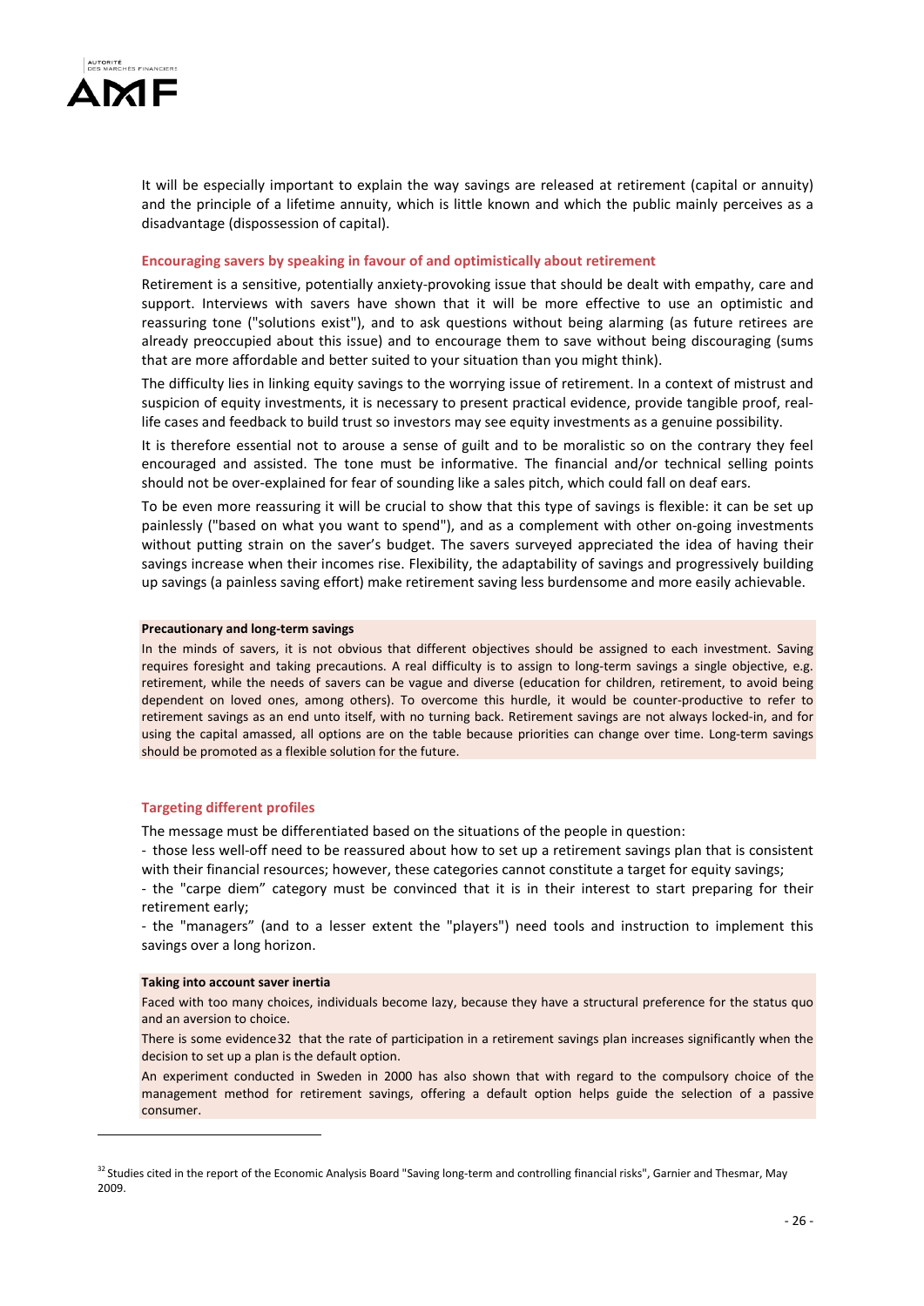It will be especially important to explain the way savings are released at retirement (capital or annuity) and the principle of a lifetime annuity, which is little known and which the public mainly perceives as a disadvantage (dispossession of capital).

### Encouraging savers by speaking in favour of and optimistically about retirement

Retirement is a sensitive, potentially anxiety-provoking issue that should be dealt with empathy, care and support. Interviews with savers have shown that it will be more effective to use an optimistic and reassuring tone ("solutions exist"), and to ask questions without being alarming (as future retirees are already preoccupied about this issue) and to encourage them to save without being discouraging (sums that are more affordable and better suited to your situation than you might think).

The difficulty lies in linking equity savings to the worrying issue of retirement. In a context of mistrust and suspicion of equity investments, it is necessary to present practical evidence, provide tangible proof, real-life cases and feedback to build trust so investors may see equity investments as a genuine possibility.

It is therefore essential not to arouse a sense of guilt and to be moralistic so on the contrary they feel encouraged and assisted. The tone must be informative. The financial and/or technical selling points should not be over-explained for fear of sounding like a sales pitch, which could fall on deaf ears.

To be even more reassuring it will be crucial to show that this type of savings is flexible: it can be set up painlessly ("based on what you want to spend"), and as a complement with other on-going investments without putting strain on the saver's budget. The savers surveyed appreciated the idea of having their savings increase when their incomes rise. Flexibility, the adaptability of savings and progressively building up savings (a painless saving effort) make retirement saving less burdensome and more easily achievable.

**Precautionary and long-term savings**

In the minds of savers, it is not obvious that different objectives should be assigned to each investment. Saving requires foresight and taking precautions. A real difficulty is to assign to long-term savings a single objective, e.g. retirement, while the needs of savers can be vague and diverse (education for children, retirement, to avoid being dependent on loved ones, among others). To overcome this hurdle, it would be counter-productive to refer to retirement savings as an end unto itself, with no turning back. Retirement savings are not always locked-in, and for using the capital amassed, all options are on the table because priorities can change over time. Long-term savings should be promoted as a flexible solution for the future.

### Targeting different profiles

The message must be differentiated based on the situations of the people in question:

- those less well-off need to be reassured about how to set up a retirement savings plan that is consistent with their financial resources; however, these categories cannot constitute a target for equity savings;
- the "carpe diem" category must be convinced that it is in their interest to start preparing for their retirement early;
- the "managers" (and to a lesser extent the "players") need tools and instruction to implement this savings over a long horizon.

**Taking into account saver inertia**

Faced with too many choices, individuals become lazy, because they have a structural preference for the status quo and an aversion to choice.

There is some evidence[32] that the rate of participation in a retirement savings plan increases significantly when the decision to set up a plan is the default option.

An experiment conducted in Sweden in 2000 has also shown that with regard to the compulsory choice of the management method for retirement savings, offering a default option helps guide the selection of a passive consumer.

---

[32] Studies cited in the report of the Economic Analysis Board "Saving long-term and controlling financial risks", Garnier and Thesmar, May 2009.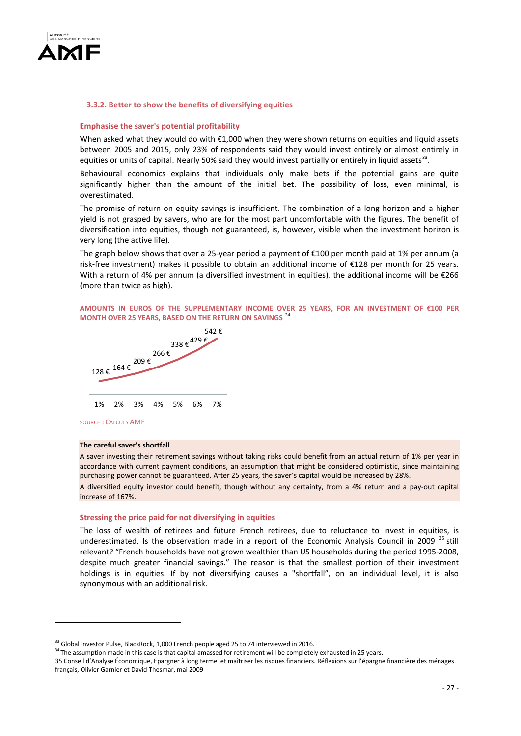### 3.3.2. Better to show the benefits of diversifying equities

#### Emphasise the saver's potential profitability

When asked what they would do with €1,000 when they were shown returns on equities and liquid assets between 2005 and 2015, only 23% of respondents said they would invest entirely or almost entirely in equities or units of capital. Nearly 50% said they would invest partially or entirely in liquid assets[33].

Behavioural economics explains that individuals only make bets if the potential gains are quite significantly higher than the amount of the initial bet. The possibility of loss, even minimal, is overestimated.

The promise of return on equity savings is insufficient. The combination of a long horizon and a higher yield is not grasped by savers, who are for the most part uncomfortable with the figures. The benefit of diversification into equities, though not guaranteed, is, however, visible when the investment horizon is very long (the active life).

The graph below shows that over a 25-year period a payment of €100 per month paid at 1% per annum (a risk-free investment) makes it possible to obtain an additional income of €128 per month for 25 years. With a return of 4% per annum (a diversified investment in equities), the additional income will be €266 (more than twice as high).

**AMOUNTS IN EUROS OF THE SUPPLEMENTARY INCOME OVER 25 YEARS, FOR AN INVESTMENT OF €100 PER MONTH OVER 25 YEARS, BASED ON THE RETURN ON SAVINGS** [34]

| 1% | 2% | 3% | 4% | 5% | 6% | 7% |
|---|---|---|---|---|---|---|
| 128 € | 164 € | 209 € | 266 € | 338 € | 429 € | 542 € |

SOURCE : CALCULS AMF

**The careful saver's shortfall**

A saver investing their retirement savings without taking risks could benefit from an actual return of 1% per year in accordance with current payment conditions, an assumption that might be considered optimistic, since maintaining purchasing power cannot be guaranteed. After 25 years, the saver's capital would be increased by 28%.

A diversified equity investor could benefit, though without any certainty, from a 4% return and a pay-out capital increase of 167%.

#### Stressing the price paid for not diversifying in equities

The loss of wealth of retirees and future French retirees, due to reluctance to invest in equities, is underestimated. Is the observation made in a report of the Economic Analysis Council in 2009 [35] still relevant? "French households have not grown wealthier than US households during the period 1995-2008, despite much greater financial savings." The reason is that the smallest portion of their investment holdings is in equities. If by not diversifying causes a "shortfall", on an individual level, it is also synonymous with an additional risk.

---

[33] Global Investor Pulse, BlackRock, 1,000 French people aged 25 to 74 interviewed in 2016.

[34] The assumption made in this case is that capital amassed for retirement will be completely exhausted in 25 years.

35 Conseil d'Analyse Économique, Epargner à long terme et maîtriser les risques financiers. Réflexions sur l'épargne financière des ménages français, Olivier Garnier et David Thesmar, mai 2009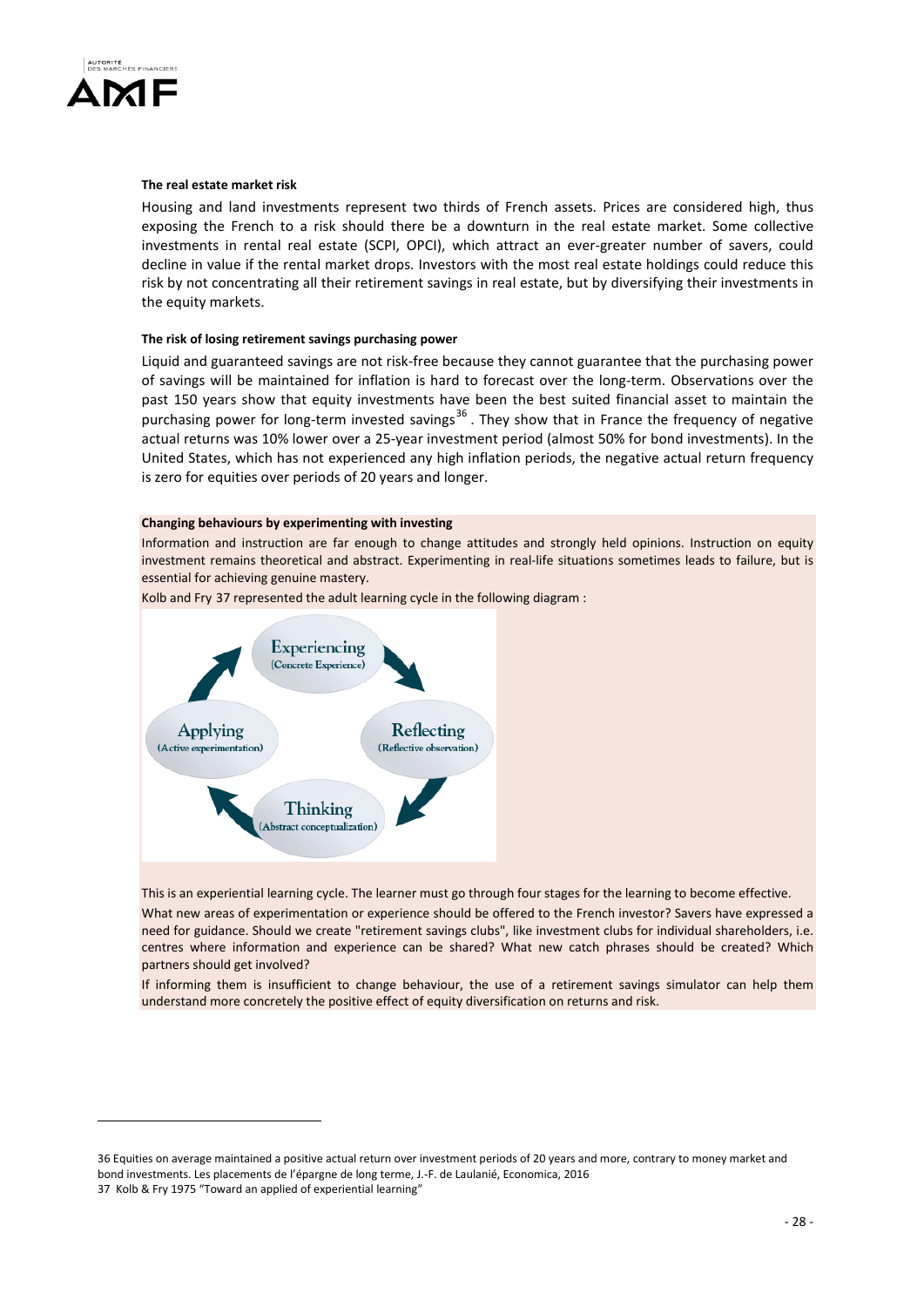**The real estate market risk**

Housing and land investments represent two thirds of French assets. Prices are considered high, thus exposing the French to a risk should there be a downturn in the real estate market. Some collective investments in rental real estate (SCPI, OPCI), which attract an ever-greater number of savers, could decline in value if the rental market drops. Investors with the most real estate holdings could reduce this risk by not concentrating all their retirement savings in real estate, but by diversifying their investments in the equity markets.

**The risk of losing retirement savings purchasing power**

Liquid and guaranteed savings are not risk-free because they cannot guarantee that the purchasing power of savings will be maintained for inflation is hard to forecast over the long-term. Observations over the past 150 years show that equity investments have been the best suited financial asset to maintain the purchasing power for long-term invested savings[36]. They show that in France the frequency of negative actual returns was 10% lower over a 25-year investment period (almost 50% for bond investments). In the United States, which has not experienced any high inflation periods, the negative actual return frequency is zero for equities over periods of 20 years and longer.

**Changing behaviours by experimenting with investing**

Information and instruction are far enough to change attitudes and strongly held opinions. Instruction on equity investment remains theoretical and abstract. Experimenting in real-life situations sometimes leads to failure, but is essential for achieving genuine mastery.

Kolb and Fry 37 represented the adult learning cycle in the following diagram :

Experiencing (Concrete Experience) → Reflecting (Reflective observation) → Thinking (Abstract conceptualization) → Applying (Active experimentation) → Experiencing

This is an experiential learning cycle. The learner must go through four stages for the learning to become effective.

What new areas of experimentation or experience should be offered to the French investor? Savers have expressed a need for guidance. Should we create "retirement savings clubs", like investment clubs for individual shareholders, i.e. centres where information and experience can be shared? What new catch phrases should be created? Which partners should get involved?

If informing them is insufficient to change behaviour, the use of a retirement savings simulator can help them understand more concretely the positive effect of equity diversification on returns and risk.

---

36 Equities on average maintained a positive actual return over investment periods of 20 years and more, contrary to money market and bond investments. Les placements de l'épargne de long terme, J.-F. de Laulanié, Economica, 2016

37 Kolb & Fry 1975 "Toward an applied of experiential learning"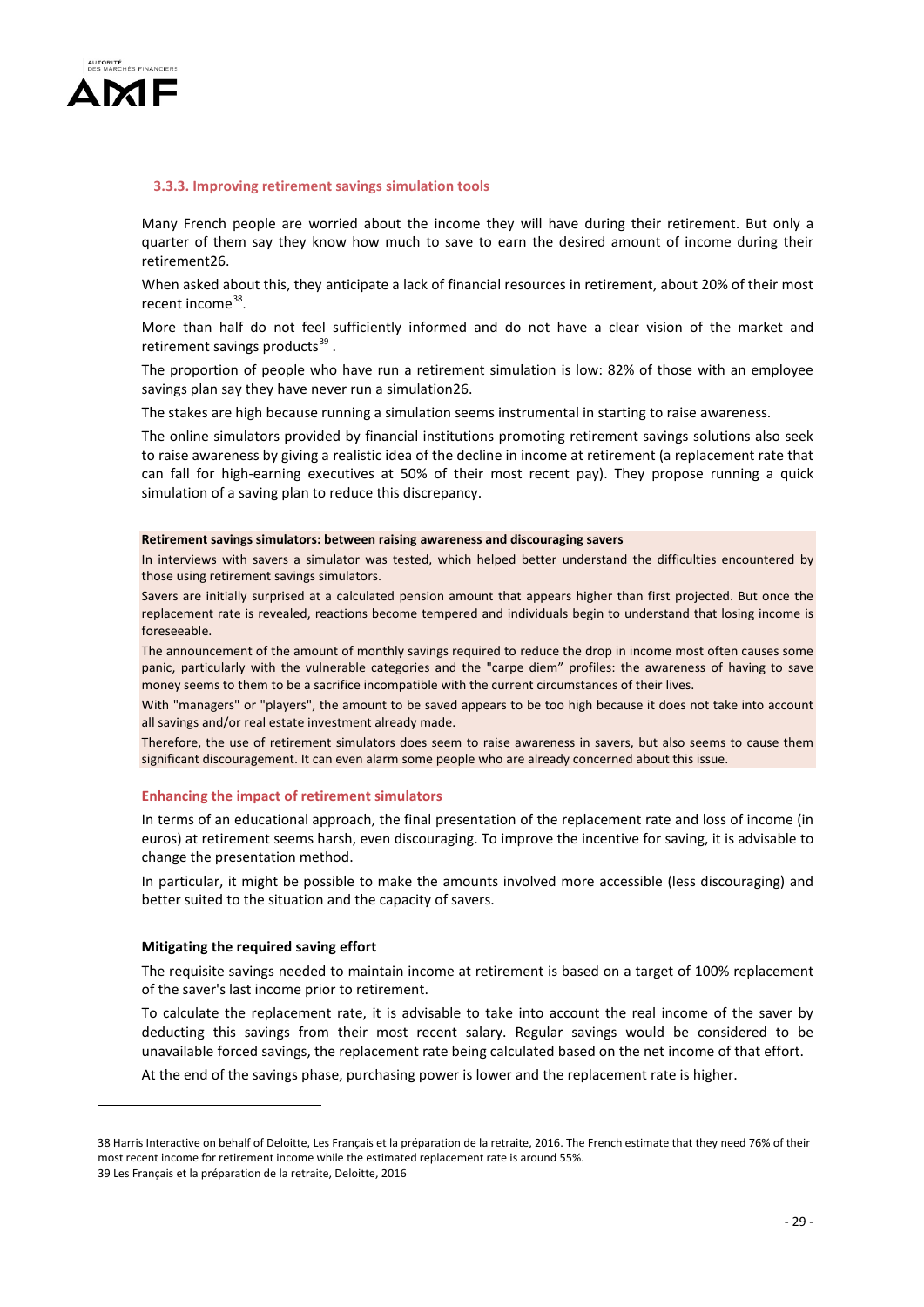### 3.3.3. Improving retirement savings simulation tools

Many French people are worried about the income they will have during their retirement. But only a quarter of them say they know how much to save to earn the desired amount of income during their retirement26.

When asked about this, they anticipate a lack of financial resources in retirement, about 20% of their most recent income[38].

More than half do not feel sufficiently informed and do not have a clear vision of the market and retirement savings products[39] .

The proportion of people who have run a retirement simulation is low: 82% of those with an employee savings plan say they have never run a simulation26.

The stakes are high because running a simulation seems instrumental in starting to raise awareness.

The online simulators provided by financial institutions promoting retirement savings solutions also seek to raise awareness by giving a realistic idea of the decline in income at retirement (a replacement rate that can fall for high-earning executives at 50% of their most recent pay). They propose running a quick simulation of a saving plan to reduce this discrepancy.

**Retirement savings simulators: between raising awareness and discouraging savers**

In interviews with savers a simulator was tested, which helped better understand the difficulties encountered by those using retirement savings simulators.

Savers are initially surprised at a calculated pension amount that appears higher than first projected. But once the replacement rate is revealed, reactions become tempered and individuals begin to understand that losing income is foreseeable.

The announcement of the amount of monthly savings required to reduce the drop in income most often causes some panic, particularly with the vulnerable categories and the "carpe diem" profiles: the awareness of having to save money seems to them to be a sacrifice incompatible with the current circumstances of their lives.

With "managers" or "players", the amount to be saved appears to be too high because it does not take into account all savings and/or real estate investment already made.

Therefore, the use of retirement simulators does seem to raise awareness in savers, but also seems to cause them significant discouragement. It can even alarm some people who are already concerned about this issue.

#### Enhancing the impact of retirement simulators

In terms of an educational approach, the final presentation of the replacement rate and loss of income (in euros) at retirement seems harsh, even discouraging. To improve the incentive for saving, it is advisable to change the presentation method.

In particular, it might be possible to make the amounts involved more accessible (less discouraging) and better suited to the situation and the capacity of savers.

**Mitigating the required saving effort**

The requisite savings needed to maintain income at retirement is based on a target of 100% replacement of the saver's last income prior to retirement.

To calculate the replacement rate, it is advisable to take into account the real income of the saver by deducting this savings from their most recent salary. Regular savings would be considered to be unavailable forced savings, the replacement rate being calculated based on the net income of that effort.

At the end of the savings phase, purchasing power is lower and the replacement rate is higher.

---

38 Harris Interactive on behalf of Deloitte, Les Français et la préparation de la retraite, 2016. The French estimate that they need 76% of their most recent income for retirement income while the estimated replacement rate is around 55%.

39 Les Français et la préparation de la retraite, Deloitte, 2016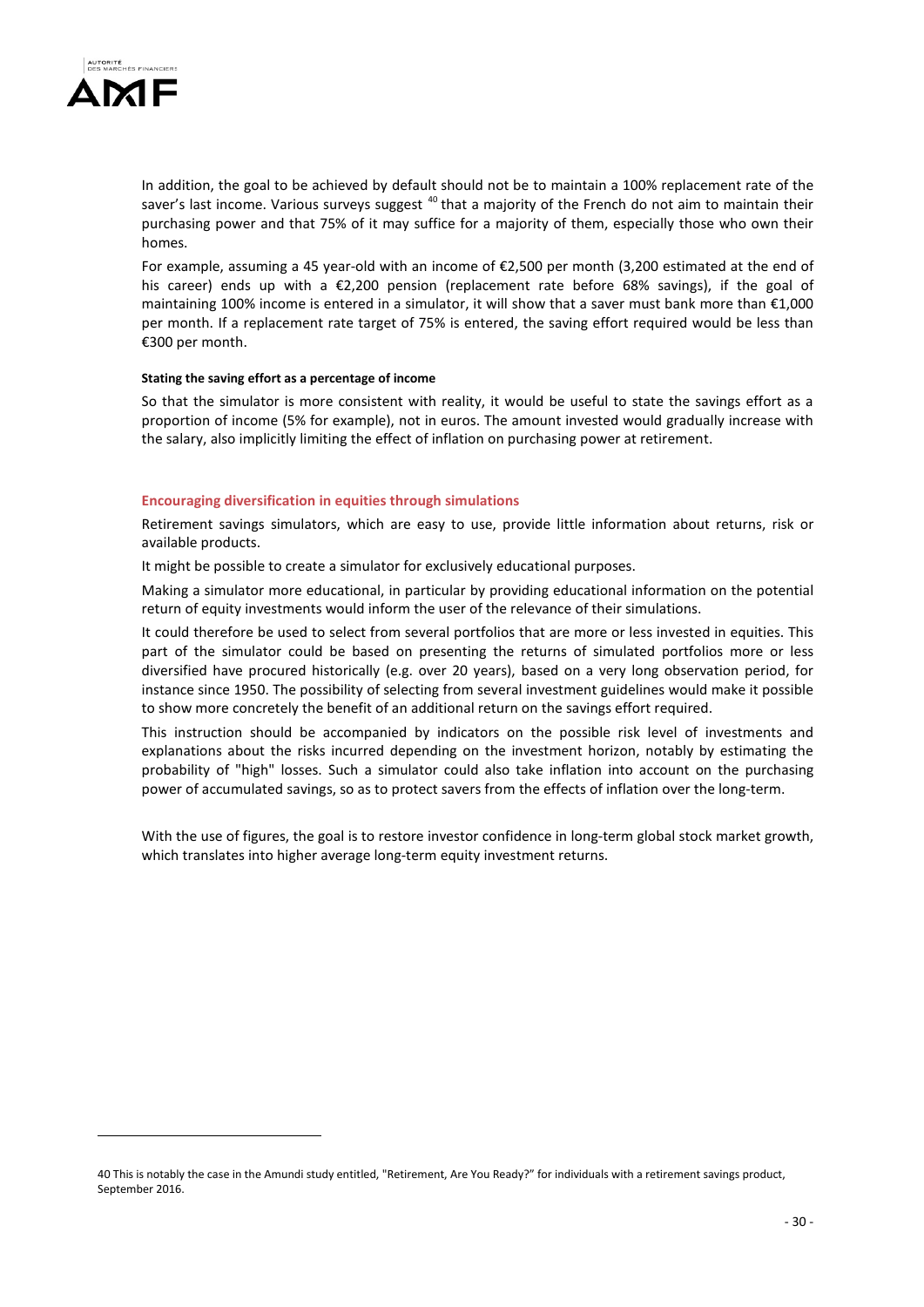In addition, the goal to be achieved by default should not be to maintain a 100% replacement rate of the saver's last income. Various surveys suggest [40] that a majority of the French do not aim to maintain their purchasing power and that 75% of it may suffice for a majority of them, especially those who own their homes.

For example, assuming a 45 year-old with an income of €2,500 per month (3,200 estimated at the end of his career) ends up with a €2,200 pension (replacement rate before 68% savings), if the goal of maintaining 100% income is entered in a simulator, it will show that a saver must bank more than €1,000 per month. If a replacement rate target of 75% is entered, the saving effort required would be less than €300 per month.

#### Stating the saving effort as a percentage of income

So that the simulator is more consistent with reality, it would be useful to state the savings effort as a proportion of income (5% for example), not in euros. The amount invested would gradually increase with the salary, also implicitly limiting the effect of inflation on purchasing power at retirement.

### Encouraging diversification in equities through simulations

Retirement savings simulators, which are easy to use, provide little information about returns, risk or available products.

It might be possible to create a simulator for exclusively educational purposes.

Making a simulator more educational, in particular by providing educational information on the potential return of equity investments would inform the user of the relevance of their simulations.

It could therefore be used to select from several portfolios that are more or less invested in equities. This part of the simulator could be based on presenting the returns of simulated portfolios more or less diversified have procured historically (e.g. over 20 years), based on a very long observation period, for instance since 1950. The possibility of selecting from several investment guidelines would make it possible to show more concretely the benefit of an additional return on the savings effort required.

This instruction should be accompanied by indicators on the possible risk level of investments and explanations about the risks incurred depending on the investment horizon, notably by estimating the probability of "high" losses. Such a simulator could also take inflation into account on the purchasing power of accumulated savings, so as to protect savers from the effects of inflation over the long-term.

With the use of figures, the goal is to restore investor confidence in long-term global stock market growth, which translates into higher average long-term equity investment returns.

---

[40] This is notably the case in the Amundi study entitled, "Retirement, Are You Ready?" for individuals with a retirement savings product, September 2016.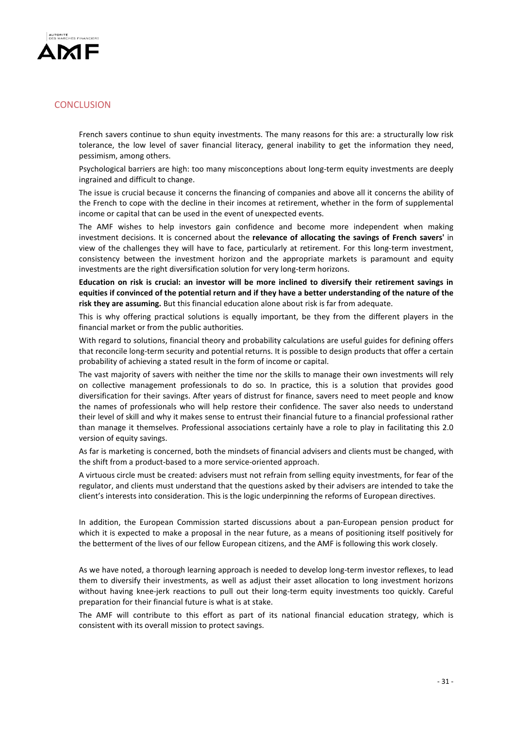## CONCLUSION

French savers continue to shun equity investments. The many reasons for this are: a structurally low risk tolerance, the low level of saver financial literacy, general inability to get the information they need, pessimism, among others.

Psychological barriers are high: too many misconceptions about long-term equity investments are deeply ingrained and difficult to change.

The issue is crucial because it concerns the financing of companies and above all it concerns the ability of the French to cope with the decline in their incomes at retirement, whether in the form of supplemental income or capital that can be used in the event of unexpected events.

The AMF wishes to help investors gain confidence and become more independent when making investment decisions. It is concerned about the **relevance of allocating the savings of French savers'** in view of the challenges they will have to face, particularly at retirement. For this long-term investment, consistency between the investment horizon and the appropriate markets is paramount and equity investments are the right diversification solution for very long-term horizons.

**Education on risk is crucial: an investor will be more inclined to diversify their retirement savings in equities if convinced of the potential return and if they have a better understanding of the nature of the risk they are assuming.** But this financial education alone about risk is far from adequate.

This is why offering practical solutions is equally important, be they from the different players in the financial market or from the public authorities.

With regard to solutions, financial theory and probability calculations are useful guides for defining offers that reconcile long-term security and potential returns. It is possible to design products that offer a certain probability of achieving a stated result in the form of income or capital.

The vast majority of savers with neither the time nor the skills to manage their own investments will rely on collective management professionals to do so. In practice, this is a solution that provides good diversification for their savings. After years of distrust for finance, savers need to meet people and know the names of professionals who will help restore their confidence. The saver also needs to understand their level of skill and why it makes sense to entrust their financial future to a financial professional rather than manage it themselves. Professional associations certainly have a role to play in facilitating this 2.0 version of equity savings.

As far is marketing is concerned, both the mindsets of financial advisers and clients must be changed, with the shift from a product-based to a more service-oriented approach.

A virtuous circle must be created: advisers must not refrain from selling equity investments, for fear of the regulator, and clients must understand that the questions asked by their advisers are intended to take the client's interests into consideration. This is the logic underpinning the reforms of European directives.

In addition, the European Commission started discussions about a pan-European pension product for which it is expected to make a proposal in the near future, as a means of positioning itself positively for the betterment of the lives of our fellow European citizens, and the AMF is following this work closely.

As we have noted, a thorough learning approach is needed to develop long-term investor reflexes, to lead them to diversify their investments, as well as adjust their asset allocation to long investment horizons without having knee-jerk reactions to pull out their long-term equity investments too quickly. Careful preparation for their financial future is what is at stake.

The AMF will contribute to this effort as part of its national financial education strategy, which is consistent with its overall mission to protect savings.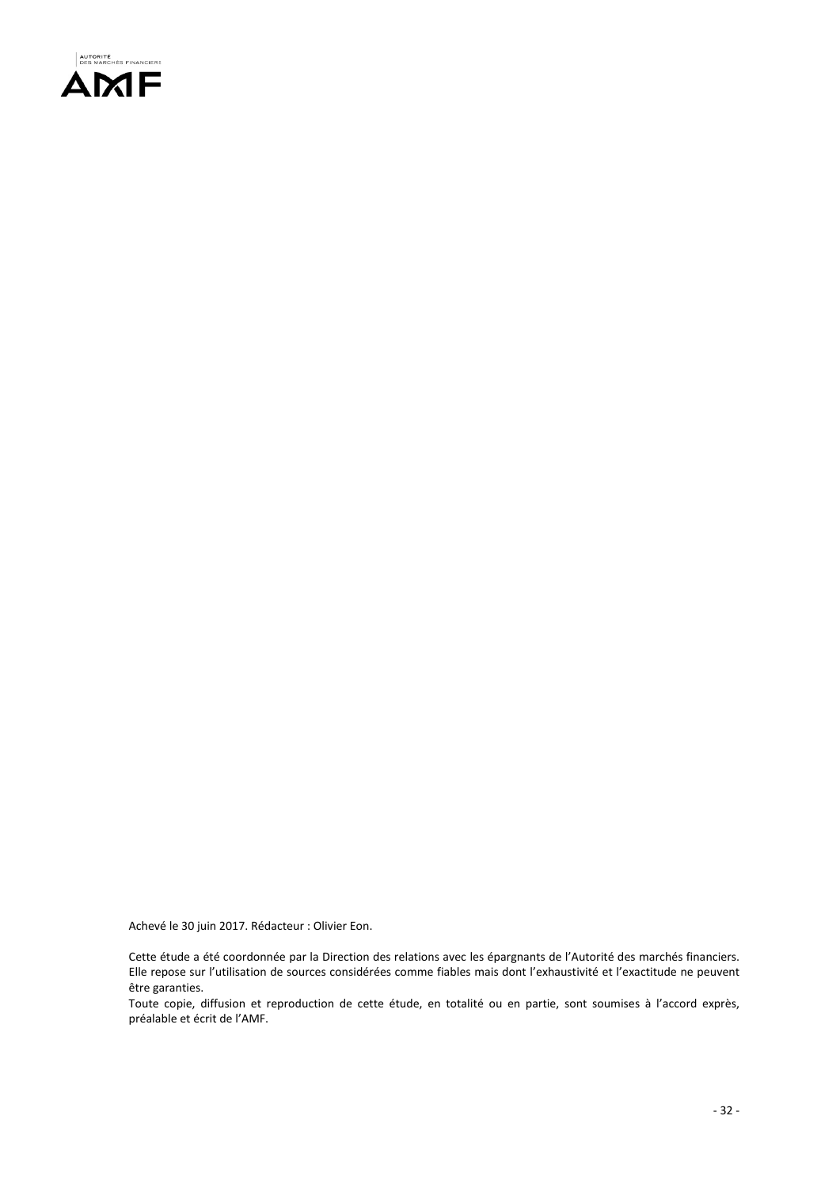Achevé le 30 juin 2017. Rédacteur : Olivier Eon.

Cette étude a été coordonnée par la Direction des relations avec les épargnants de l'Autorité des marchés financiers. Elle repose sur l'utilisation de sources considérées comme fiables mais dont l'exhaustivité et l'exactitude ne peuvent être garanties.
Toute copie, diffusion et reproduction de cette étude, en totalité ou en partie, sont soumises à l'accord exprès, préalable et écrit de l'AMF.